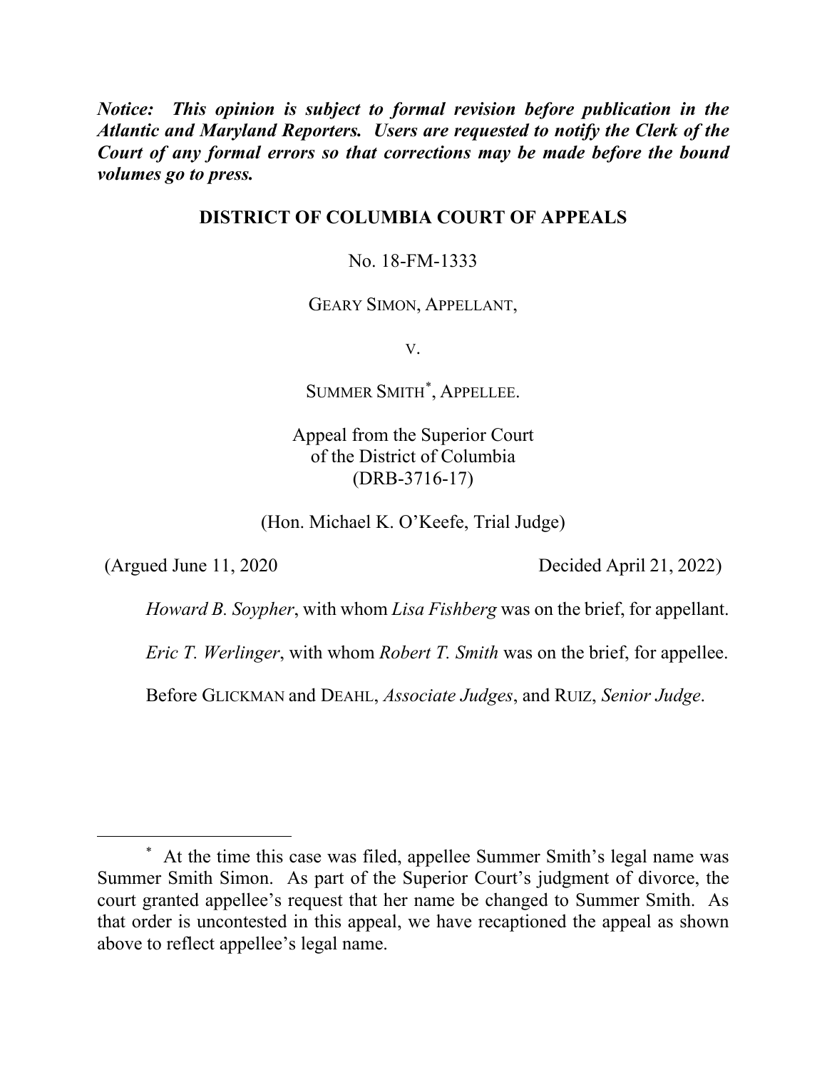***Notice: This opinion is subject to formal revision before publication in the Atlantic and Maryland Reporters. Users are requested to notify the Clerk of the Court of any formal errors so that corrections may be made before the bound volumes go to press.***

**DISTRICT OF COLUMBIA COURT OF APPEALS**

No. 18-FM-1333

GEARY SIMON, APPELLANT,

V.

SUMMER SMITH[*], APPELLEE.

Appeal from the Superior Court
of the District of Columbia
(DRB-3716-17)

(Hon. Michael K. O'Keefe, Trial Judge)

(Argued June 11, 2020 Decided April 21, 2022)

*Howard B. Soypher*, with whom *Lisa Fishberg* was on the brief, for appellant.

*Eric T. Werlinger*, with whom *Robert T. Smith* was on the brief, for appellee.

Before GLICKMAN and DEAHL, *Associate Judges*, and RUIZ, *Senior Judge*.

---

[*] At the time this case was filed, appellee Summer Smith's legal name was Summer Smith Simon. As part of the Superior Court's judgment of divorce, the court granted appellee's request that her name be changed to Summer Smith. As that order is uncontested in this appeal, we have recaptioned the appeal as shown above to reflect appellee's legal name.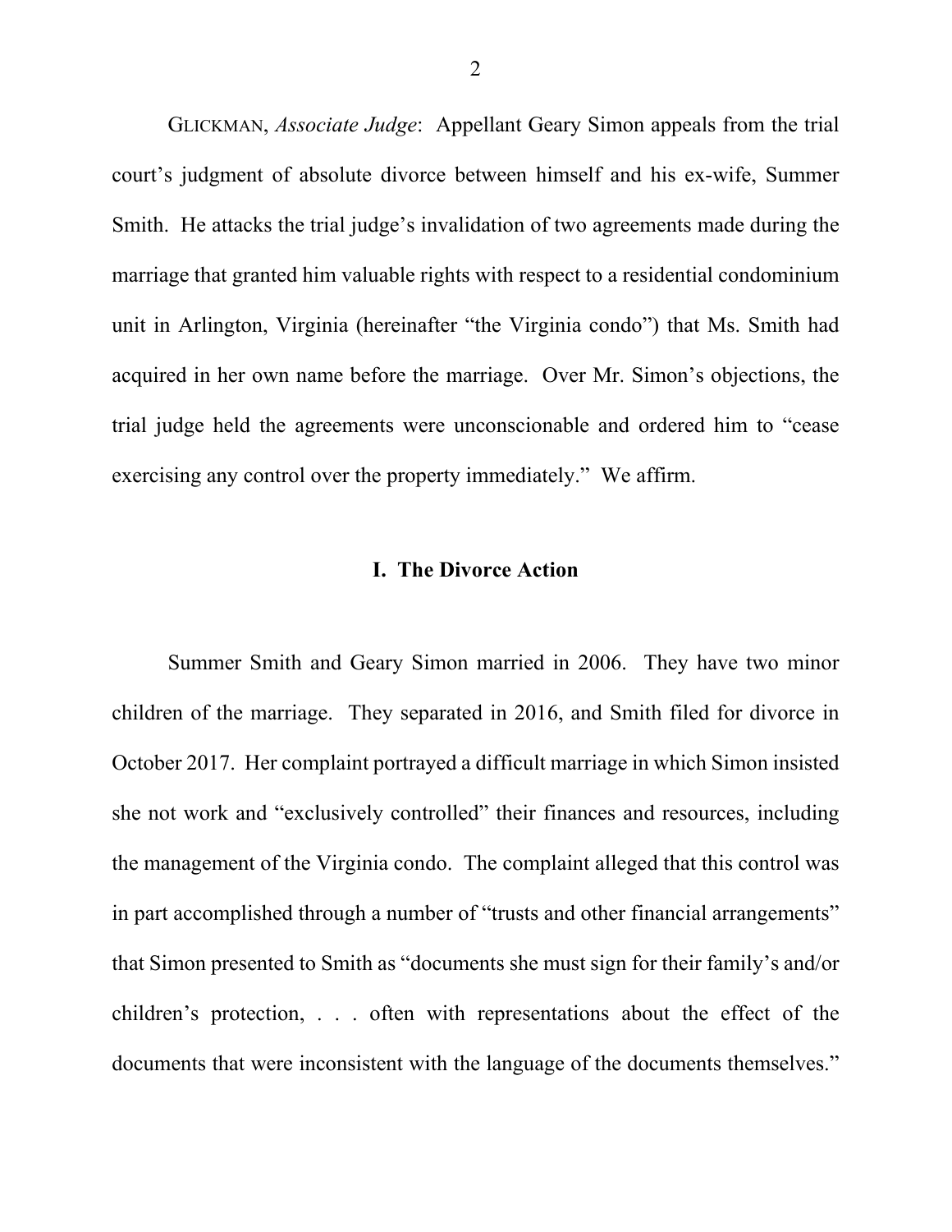GLICKMAN, *Associate Judge*: Appellant Geary Simon appeals from the trial court's judgment of absolute divorce between himself and his ex-wife, Summer Smith. He attacks the trial judge's invalidation of two agreements made during the marriage that granted him valuable rights with respect to a residential condominium unit in Arlington, Virginia (hereinafter "the Virginia condo") that Ms. Smith had acquired in her own name before the marriage. Over Mr. Simon's objections, the trial judge held the agreements were unconscionable and ordered him to "cease exercising any control over the property immediately." We affirm.

## I. The Divorce Action

Summer Smith and Geary Simon married in 2006. They have two minor children of the marriage. They separated in 2016, and Smith filed for divorce in October 2017. Her complaint portrayed a difficult marriage in which Simon insisted she not work and "exclusively controlled" their finances and resources, including the management of the Virginia condo. The complaint alleged that this control was in part accomplished through a number of "trusts and other financial arrangements" that Simon presented to Smith as "documents she must sign for their family's and/or children's protection, . . . often with representations about the effect of the documents that were inconsistent with the language of the documents themselves."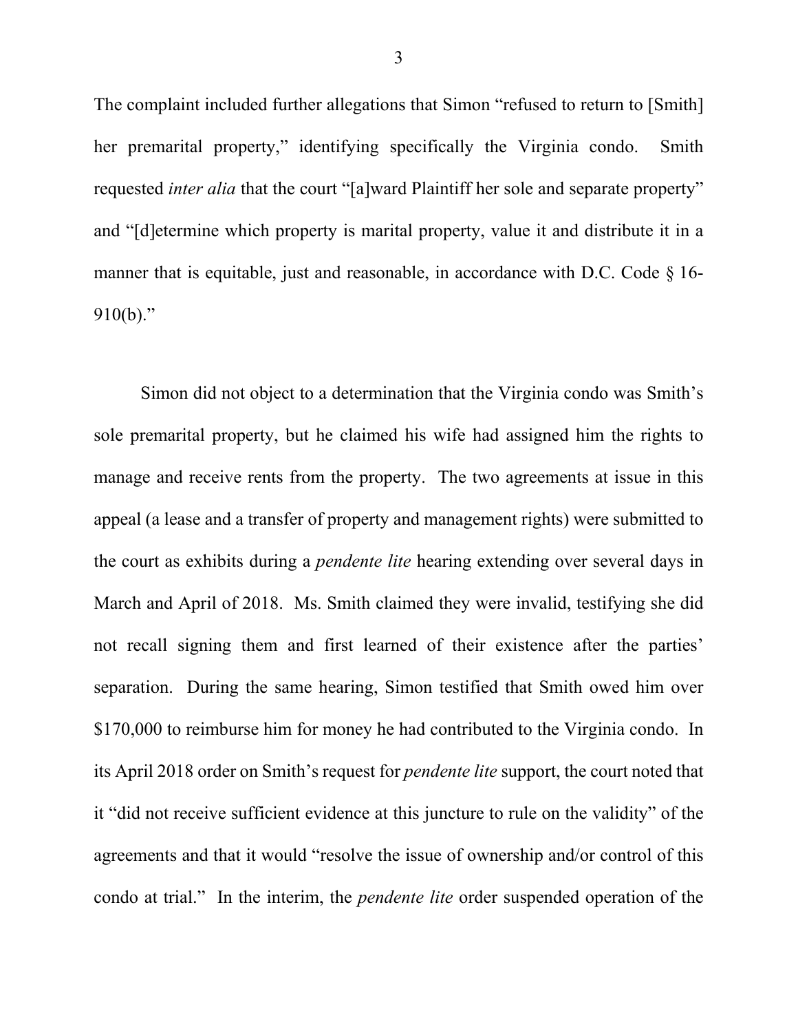The complaint included further allegations that Simon "refused to return to [Smith] her premarital property," identifying specifically the Virginia condo. Smith requested *inter alia* that the court "[a]ward Plaintiff her sole and separate property" and "[d]etermine which property is marital property, value it and distribute it in a manner that is equitable, just and reasonable, in accordance with D.C. Code § 16-910(b)."

Simon did not object to a determination that the Virginia condo was Smith's sole premarital property, but he claimed his wife had assigned him the rights to manage and receive rents from the property. The two agreements at issue in this appeal (a lease and a transfer of property and management rights) were submitted to the court as exhibits during a *pendente lite* hearing extending over several days in March and April of 2018. Ms. Smith claimed they were invalid, testifying she did not recall signing them and first learned of their existence after the parties' separation. During the same hearing, Simon testified that Smith owed him over $170,000 to reimburse him for money he had contributed to the Virginia condo. In its April 2018 order on Smith's request for *pendente lite* support, the court noted that it "did not receive sufficient evidence at this juncture to rule on the validity" of the agreements and that it would "resolve the issue of ownership and/or control of this condo at trial." In the interim, the *pendente lite* order suspended operation of the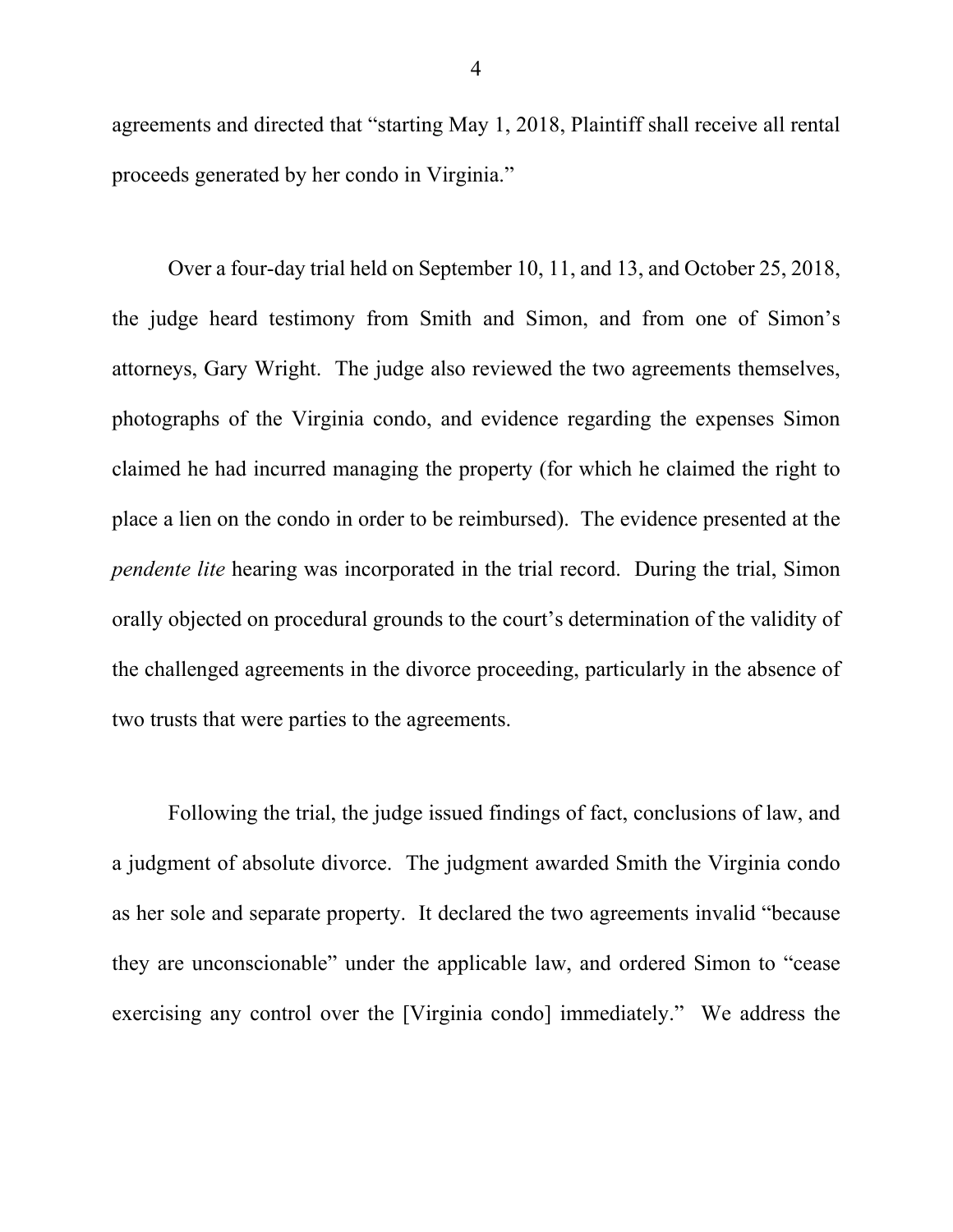agreements and directed that "starting May 1, 2018, Plaintiff shall receive all rental proceeds generated by her condo in Virginia."

Over a four-day trial held on September 10, 11, and 13, and October 25, 2018, the judge heard testimony from Smith and Simon, and from one of Simon's attorneys, Gary Wright. The judge also reviewed the two agreements themselves, photographs of the Virginia condo, and evidence regarding the expenses Simon claimed he had incurred managing the property (for which he claimed the right to place a lien on the condo in order to be reimbursed). The evidence presented at the *pendente lite* hearing was incorporated in the trial record. During the trial, Simon orally objected on procedural grounds to the court's determination of the validity of the challenged agreements in the divorce proceeding, particularly in the absence of two trusts that were parties to the agreements.

Following the trial, the judge issued findings of fact, conclusions of law, and a judgment of absolute divorce. The judgment awarded Smith the Virginia condo as her sole and separate property. It declared the two agreements invalid "because they are unconscionable" under the applicable law, and ordered Simon to "cease exercising any control over the [Virginia condo] immediately." We address the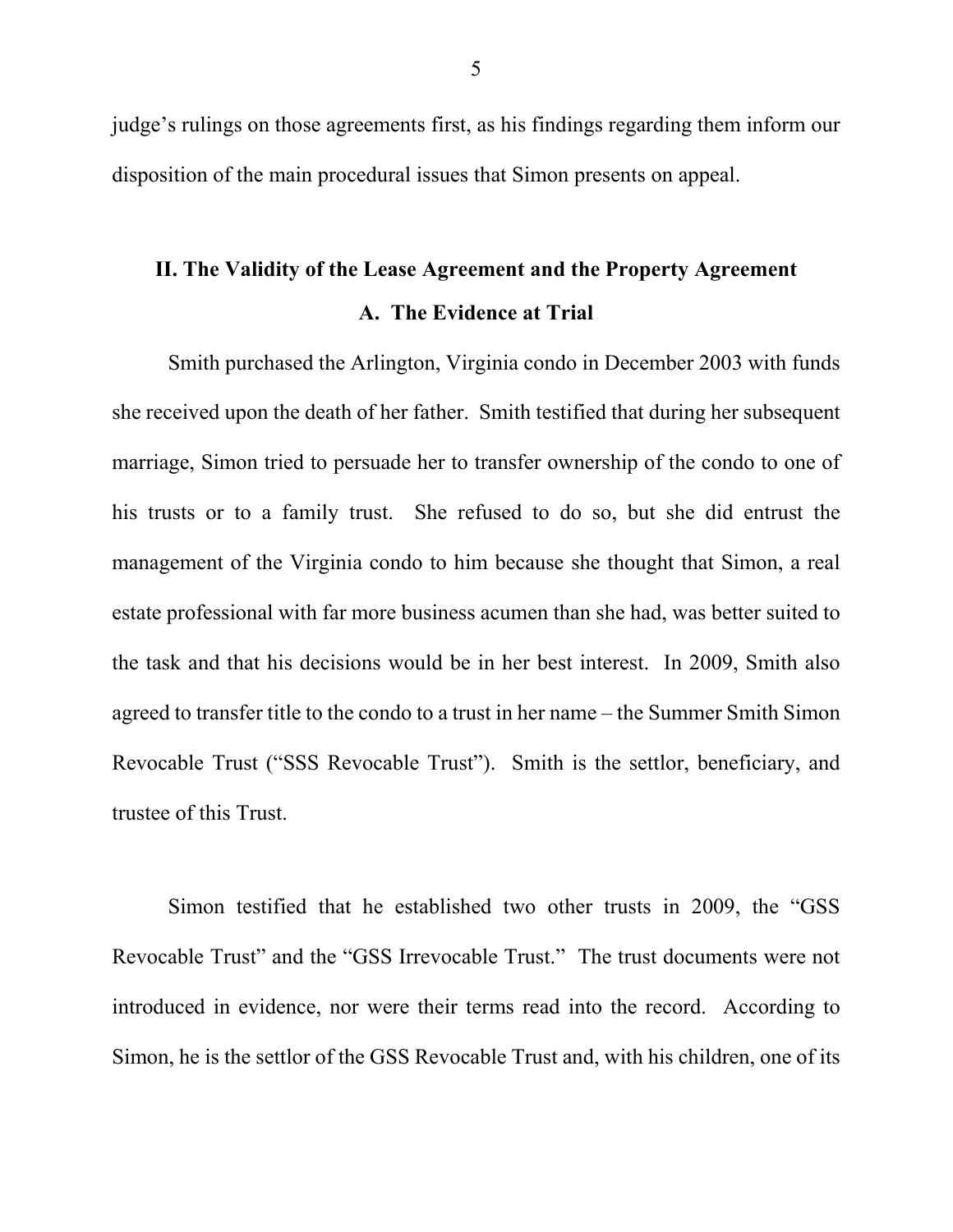judge's rulings on those agreements first, as his findings regarding them inform our disposition of the main procedural issues that Simon presents on appeal.

## II. The Validity of the Lease Agreement and the Property Agreement

### A. The Evidence at Trial

Smith purchased the Arlington, Virginia condo in December 2003 with funds she received upon the death of her father. Smith testified that during her subsequent marriage, Simon tried to persuade her to transfer ownership of the condo to one of his trusts or to a family trust. She refused to do so, but she did entrust the management of the Virginia condo to him because she thought that Simon, a real estate professional with far more business acumen than she had, was better suited to the task and that his decisions would be in her best interest. In 2009, Smith also agreed to transfer title to the condo to a trust in her name – the Summer Smith Simon Revocable Trust ("SSS Revocable Trust"). Smith is the settlor, beneficiary, and trustee of this Trust.

Simon testified that he established two other trusts in 2009, the "GSS Revocable Trust" and the "GSS Irrevocable Trust." The trust documents were not introduced in evidence, nor were their terms read into the record. According to Simon, he is the settlor of the GSS Revocable Trust and, with his children, one of its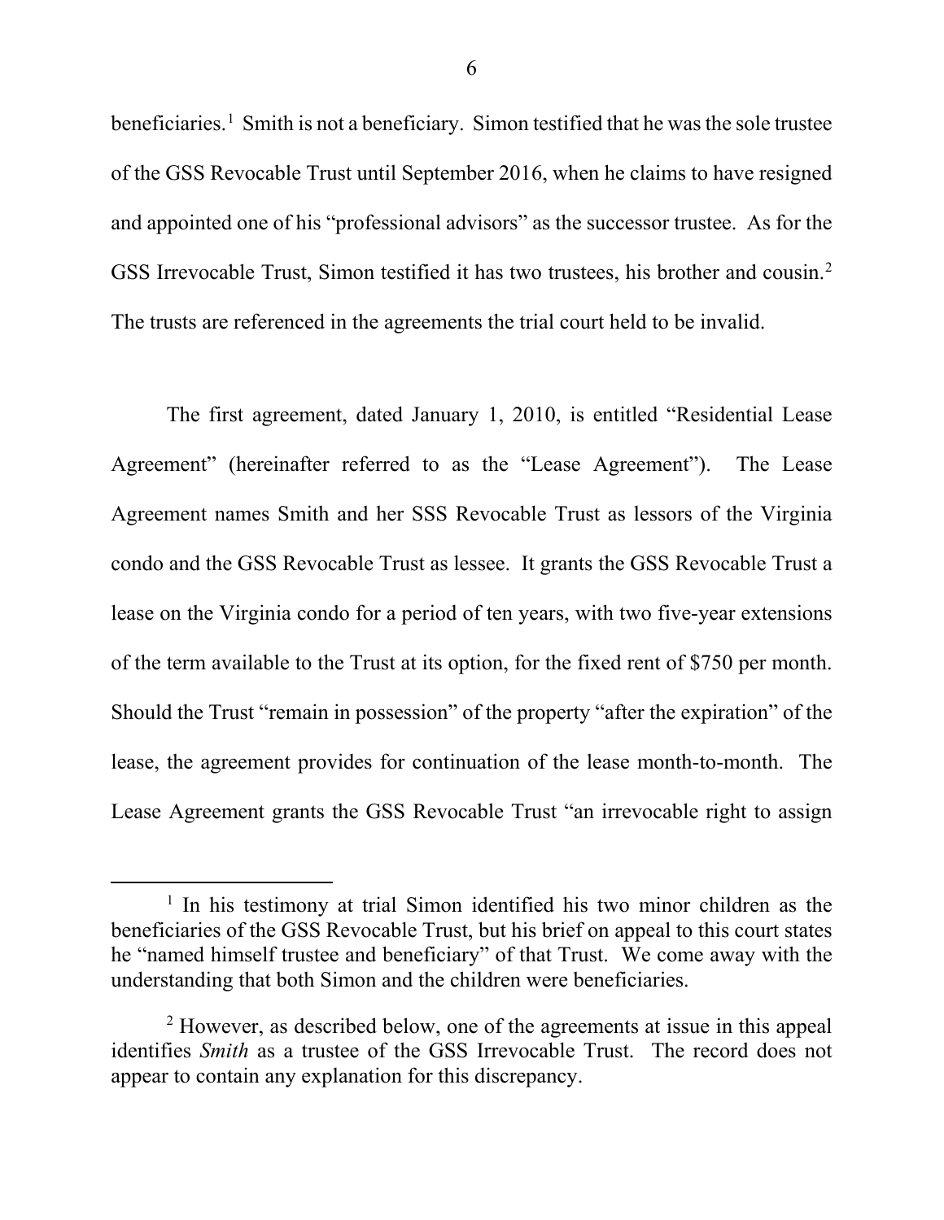beneficiaries.[1] Smith is not a beneficiary. Simon testified that he was the sole trustee of the GSS Revocable Trust until September 2016, when he claims to have resigned and appointed one of his "professional advisors" as the successor trustee. As for the GSS Irrevocable Trust, Simon testified it has two trustees, his brother and cousin.[2] The trusts are referenced in the agreements the trial court held to be invalid.

The first agreement, dated January 1, 2010, is entitled "Residential Lease Agreement" (hereinafter referred to as the "Lease Agreement"). The Lease Agreement names Smith and her SSS Revocable Trust as lessors of the Virginia condo and the GSS Revocable Trust as lessee. It grants the GSS Revocable Trust a lease on the Virginia condo for a period of ten years, with two five-year extensions of the term available to the Trust at its option, for the fixed rent of $750 per month. Should the Trust "remain in possession" of the property "after the expiration" of the lease, the agreement provides for continuation of the lease month-to-month. The Lease Agreement grants the GSS Revocable Trust "an irrevocable right to assign

---

[1] In his testimony at trial Simon identified his two minor children as the beneficiaries of the GSS Revocable Trust, but his brief on appeal to this court states he "named himself trustee and beneficiary" of that Trust. We come away with the understanding that both Simon and the children were beneficiaries.

[2] However, as described below, one of the agreements at issue in this appeal identifies *Smith* as a trustee of the GSS Irrevocable Trust. The record does not appear to contain any explanation for this discrepancy.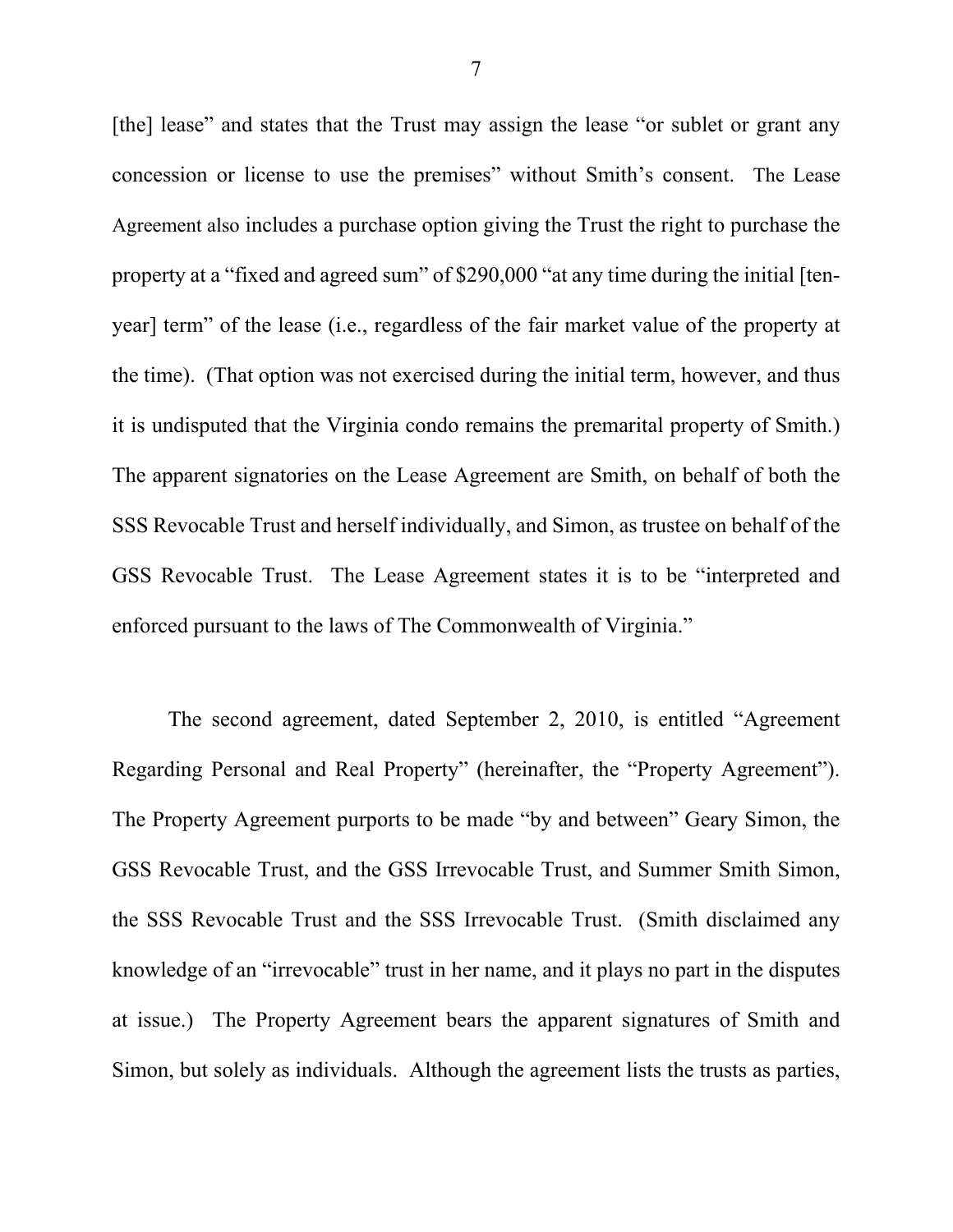[the] lease" and states that the Trust may assign the lease "or sublet or grant any concession or license to use the premises" without Smith's consent. The Lease Agreement also includes a purchase option giving the Trust the right to purchase the property at a "fixed and agreed sum" of $290,000 "at any time during the initial [ten-year] term" of the lease (i.e., regardless of the fair market value of the property at the time). (That option was not exercised during the initial term, however, and thus it is undisputed that the Virginia condo remains the premarital property of Smith.) The apparent signatories on the Lease Agreement are Smith, on behalf of both the SSS Revocable Trust and herself individually, and Simon, as trustee on behalf of the GSS Revocable Trust. The Lease Agreement states it is to be "interpreted and enforced pursuant to the laws of The Commonwealth of Virginia."

The second agreement, dated September 2, 2010, is entitled "Agreement Regarding Personal and Real Property" (hereinafter, the "Property Agreement"). The Property Agreement purports to be made "by and between" Geary Simon, the GSS Revocable Trust, and the GSS Irrevocable Trust, and Summer Smith Simon, the SSS Revocable Trust and the SSS Irrevocable Trust. (Smith disclaimed any knowledge of an "irrevocable" trust in her name, and it plays no part in the disputes at issue.) The Property Agreement bears the apparent signatures of Smith and Simon, but solely as individuals. Although the agreement lists the trusts as parties,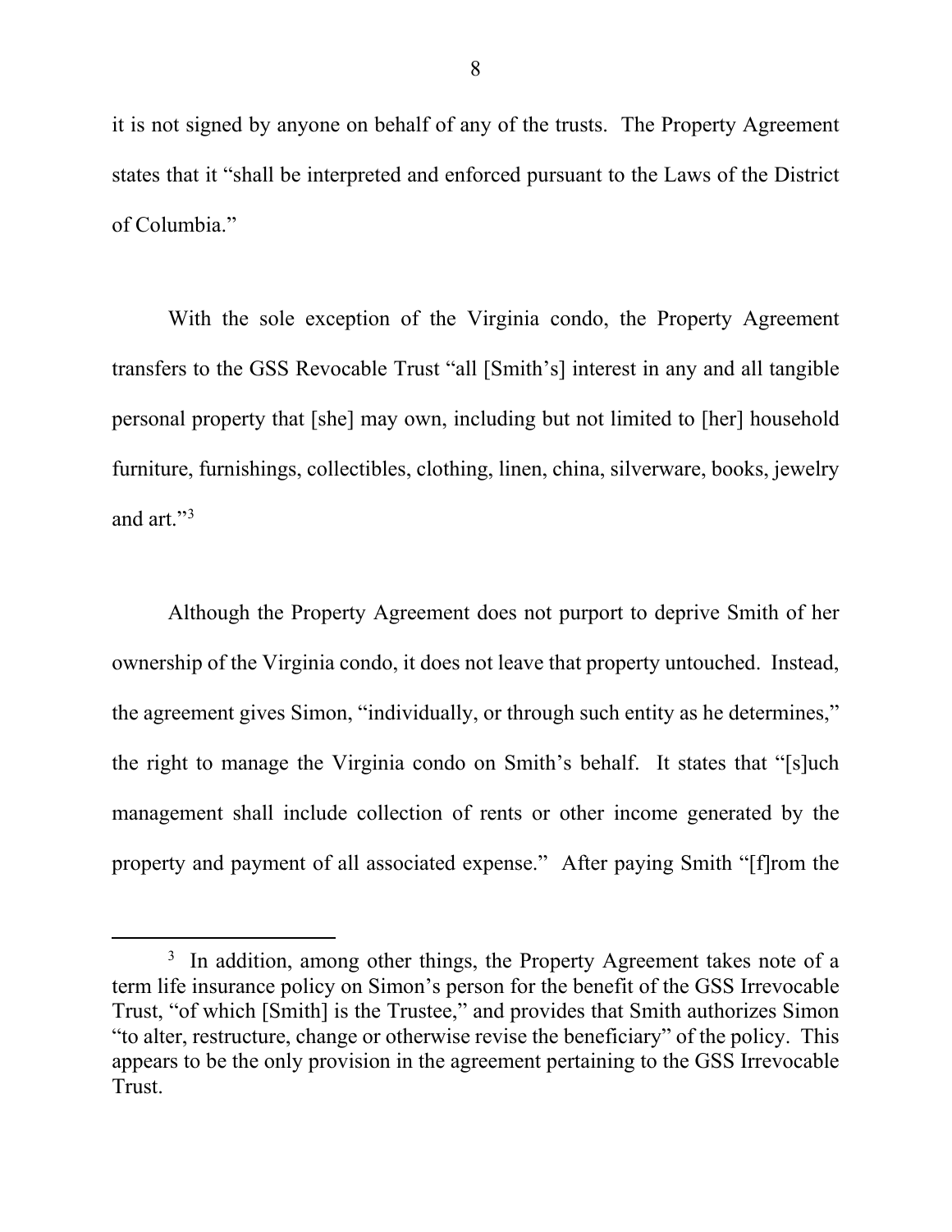it is not signed by anyone on behalf of any of the trusts. The Property Agreement states that it "shall be interpreted and enforced pursuant to the Laws of the District of Columbia."

With the sole exception of the Virginia condo, the Property Agreement transfers to the GSS Revocable Trust "all [Smith's] interest in any and all tangible personal property that [she] may own, including but not limited to [her] household furniture, furnishings, collectibles, clothing, linen, china, silverware, books, jewelry and art."[3]

Although the Property Agreement does not purport to deprive Smith of her ownership of the Virginia condo, it does not leave that property untouched. Instead, the agreement gives Simon, "individually, or through such entity as he determines," the right to manage the Virginia condo on Smith's behalf. It states that "[s]uch management shall include collection of rents or other income generated by the property and payment of all associated expense." After paying Smith "[f]rom the

---

[3] In addition, among other things, the Property Agreement takes note of a term life insurance policy on Simon's person for the benefit of the GSS Irrevocable Trust, "of which [Smith] is the Trustee," and provides that Smith authorizes Simon "to alter, restructure, change or otherwise revise the beneficiary" of the policy. This appears to be the only provision in the agreement pertaining to the GSS Irrevocable Trust.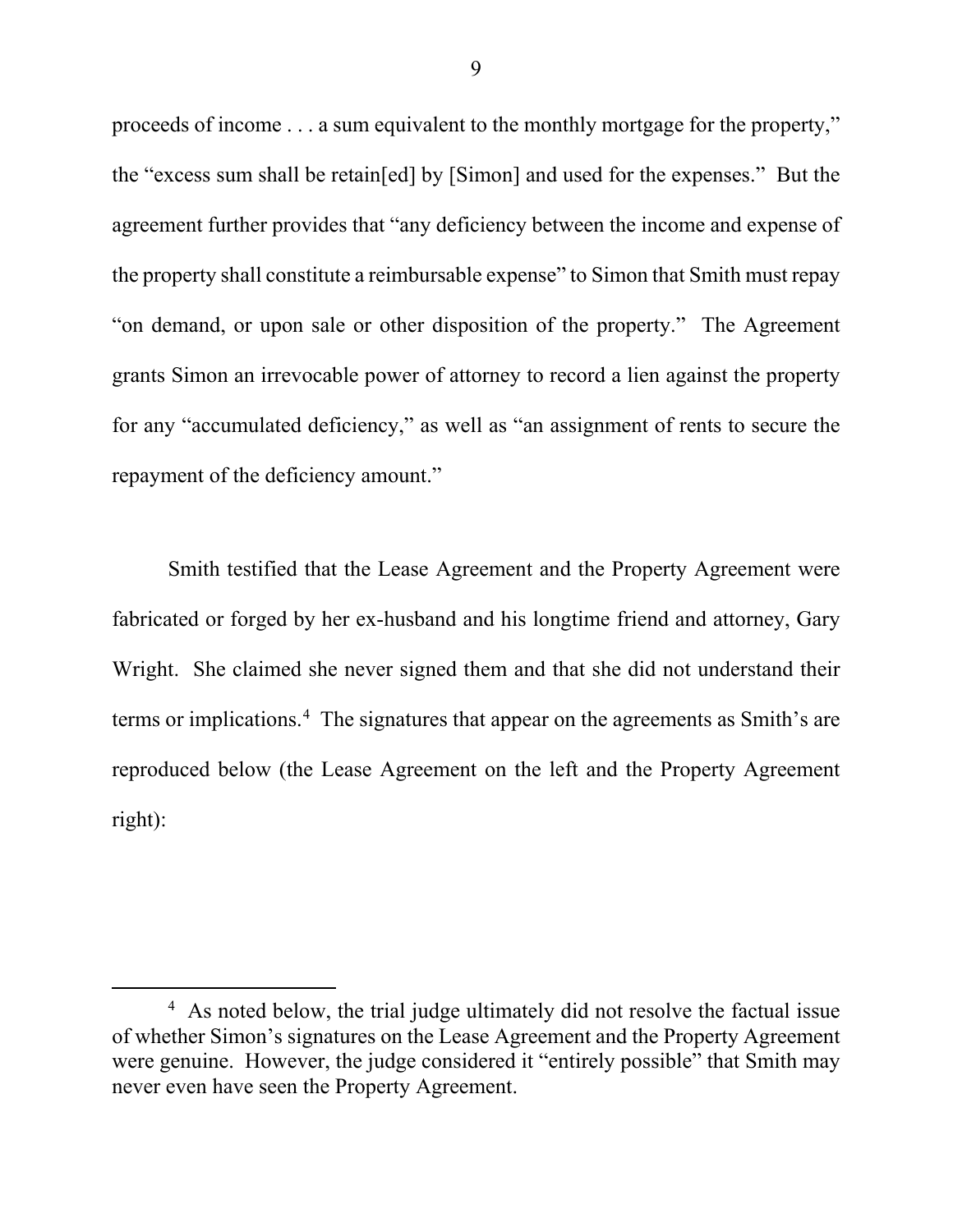proceeds of income . . . a sum equivalent to the monthly mortgage for the property," the "excess sum shall be retain[ed] by [Simon] and used for the expenses." But the agreement further provides that "any deficiency between the income and expense of the property shall constitute a reimbursable expense" to Simon that Smith must repay "on demand, or upon sale or other disposition of the property." The Agreement grants Simon an irrevocable power of attorney to record a lien against the property for any "accumulated deficiency," as well as "an assignment of rents to secure the repayment of the deficiency amount."

Smith testified that the Lease Agreement and the Property Agreement were fabricated or forged by her ex-husband and his longtime friend and attorney, Gary Wright. She claimed she never signed them and that she did not understand their terms or implications.[4] The signatures that appear on the agreements as Smith's are reproduced below (the Lease Agreement on the left and the Property Agreement right):

[4] As noted below, the trial judge ultimately did not resolve the factual issue of whether Simon's signatures on the Lease Agreement and the Property Agreement were genuine. However, the judge considered it "entirely possible" that Smith may never even have seen the Property Agreement.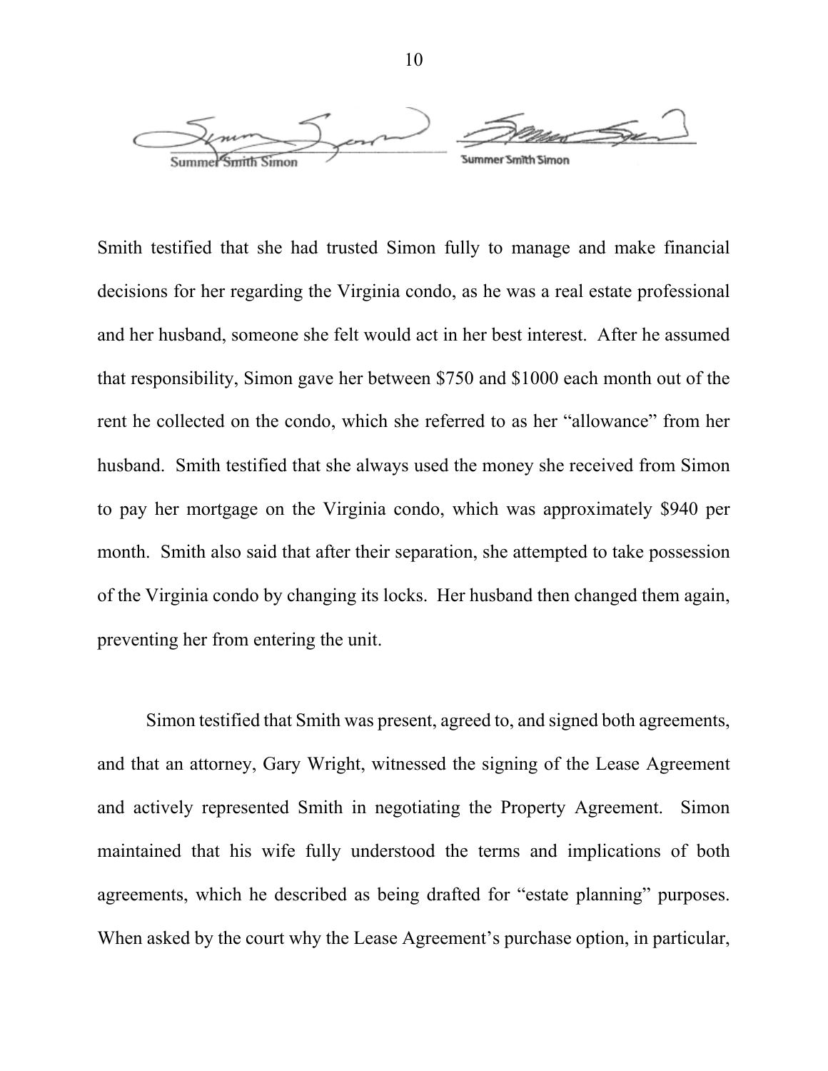Summer Smith Simon

Summer Smith Simon

Smith testified that she had trusted Simon fully to manage and make financial decisions for her regarding the Virginia condo, as he was a real estate professional and her husband, someone she felt would act in her best interest. After he assumed that responsibility, Simon gave her between $750 and $1000 each month out of the rent he collected on the condo, which she referred to as her "allowance" from her husband. Smith testified that she always used the money she received from Simon to pay her mortgage on the Virginia condo, which was approximately $940 per month. Smith also said that after their separation, she attempted to take possession of the Virginia condo by changing its locks. Her husband then changed them again, preventing her from entering the unit.

Simon testified that Smith was present, agreed to, and signed both agreements, and that an attorney, Gary Wright, witnessed the signing of the Lease Agreement and actively represented Smith in negotiating the Property Agreement. Simon maintained that his wife fully understood the terms and implications of both agreements, which he described as being drafted for "estate planning" purposes. When asked by the court why the Lease Agreement's purchase option, in particular,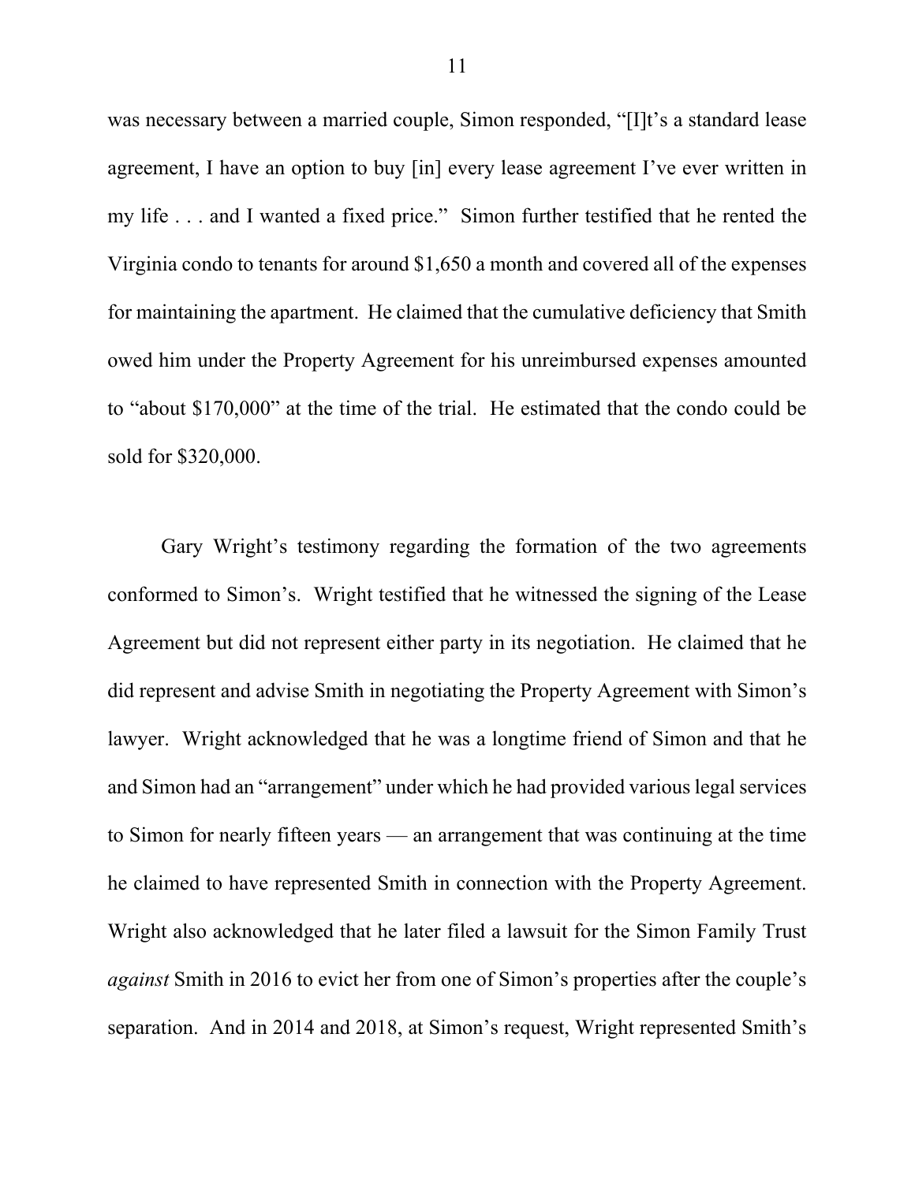was necessary between a married couple, Simon responded, "[I]t's a standard lease agreement, I have an option to buy [in] every lease agreement I've ever written in my life . . . and I wanted a fixed price." Simon further testified that he rented the Virginia condo to tenants for around $1,650 a month and covered all of the expenses for maintaining the apartment. He claimed that the cumulative deficiency that Smith owed him under the Property Agreement for his unreimbursed expenses amounted to "about $170,000" at the time of the trial. He estimated that the condo could be sold for $320,000.

Gary Wright's testimony regarding the formation of the two agreements conformed to Simon's. Wright testified that he witnessed the signing of the Lease Agreement but did not represent either party in its negotiation. He claimed that he did represent and advise Smith in negotiating the Property Agreement with Simon's lawyer. Wright acknowledged that he was a longtime friend of Simon and that he and Simon had an "arrangement" under which he had provided various legal services to Simon for nearly fifteen years — an arrangement that was continuing at the time he claimed to have represented Smith in connection with the Property Agreement. Wright also acknowledged that he later filed a lawsuit for the Simon Family Trust *against* Smith in 2016 to evict her from one of Simon's properties after the couple's separation. And in 2014 and 2018, at Simon's request, Wright represented Smith's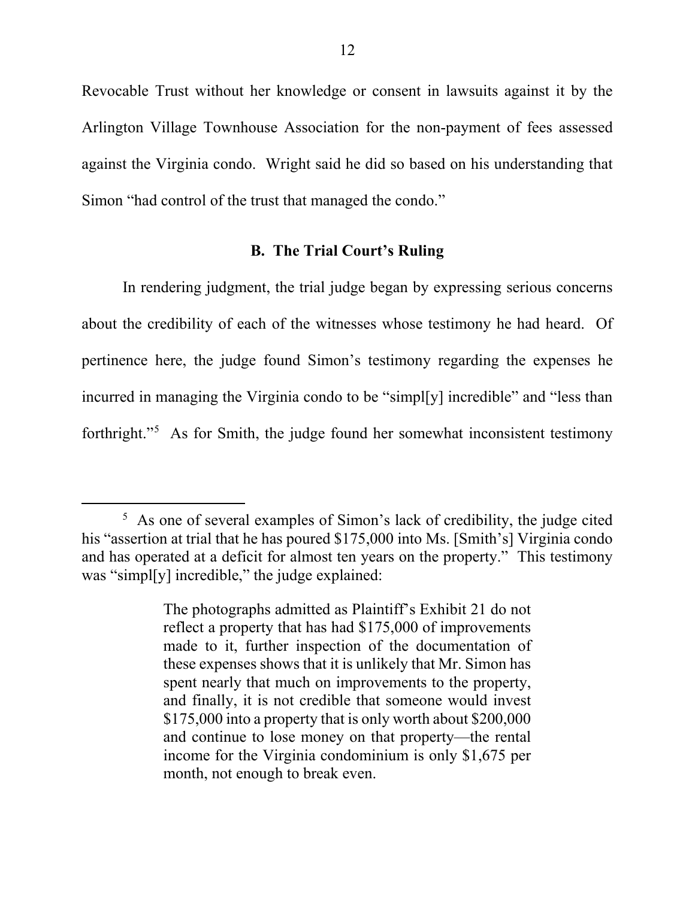Revocable Trust without her knowledge or consent in lawsuits against it by the Arlington Village Townhouse Association for the non-payment of fees assessed against the Virginia condo. Wright said he did so based on his understanding that Simon "had control of the trust that managed the condo."

### B. The Trial Court's Ruling

In rendering judgment, the trial judge began by expressing serious concerns about the credibility of each of the witnesses whose testimony he had heard. Of pertinence here, the judge found Simon's testimony regarding the expenses he incurred in managing the Virginia condo to be "simpl[y] incredible" and "less than forthright."[5] As for Smith, the judge found her somewhat inconsistent testimony

---

[5] As one of several examples of Simon's lack of credibility, the judge cited his "assertion at trial that he has poured $175,000 into Ms. [Smith's] Virginia condo and has operated at a deficit for almost ten years on the property." This testimony was "simpl[y] incredible," the judge explained:

> The photographs admitted as Plaintiff's Exhibit 21 do not reflect a property that has had $175,000 of improvements made to it, further inspection of the documentation of these expenses shows that it is unlikely that Mr. Simon has spent nearly that much on improvements to the property, and finally, it is not credible that someone would invest $175,000 into a property that is only worth about $200,000 and continue to lose money on that property—the rental income for the Virginia condominium is only $1,675 per month, not enough to break even.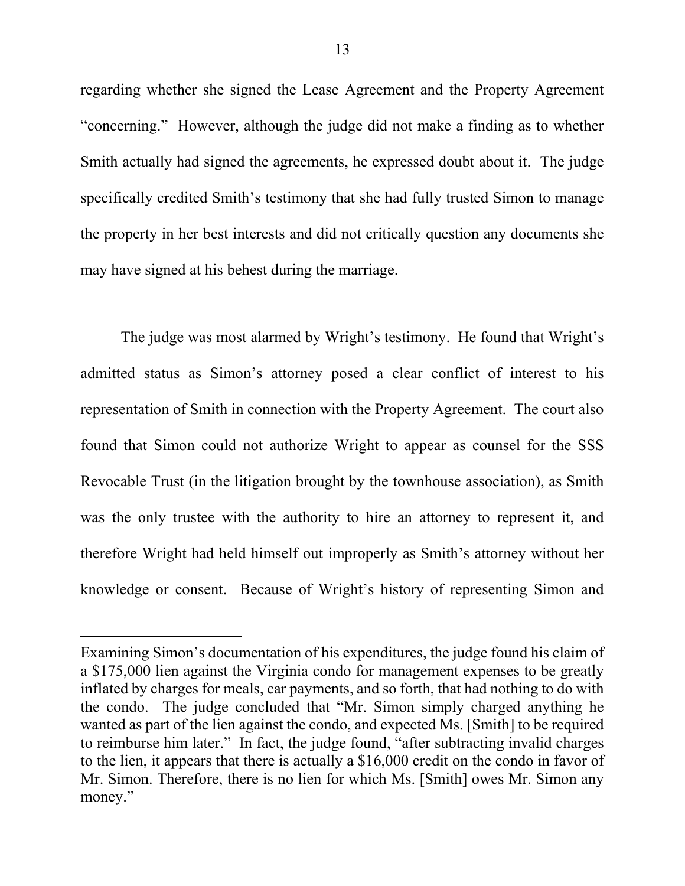regarding whether she signed the Lease Agreement and the Property Agreement "concerning." However, although the judge did not make a finding as to whether Smith actually had signed the agreements, he expressed doubt about it. The judge specifically credited Smith's testimony that she had fully trusted Simon to manage the property in her best interests and did not critically question any documents she may have signed at his behest during the marriage.

The judge was most alarmed by Wright's testimony. He found that Wright's admitted status as Simon's attorney posed a clear conflict of interest to his representation of Smith in connection with the Property Agreement. The court also found that Simon could not authorize Wright to appear as counsel for the SSS Revocable Trust (in the litigation brought by the townhouse association), as Smith was the only trustee with the authority to hire an attorney to represent it, and therefore Wright had held himself out improperly as Smith's attorney without her knowledge or consent. Because of Wright's history of representing Simon and

---

Examining Simon's documentation of his expenditures, the judge found his claim of a $175,000 lien against the Virginia condo for management expenses to be greatly inflated by charges for meals, car payments, and so forth, that had nothing to do with the condo. The judge concluded that "Mr. Simon simply charged anything he wanted as part of the lien against the condo, and expected Ms. [Smith] to be required to reimburse him later." In fact, the judge found, "after subtracting invalid charges to the lien, it appears that there is actually a $16,000 credit on the condo in favor of Mr. Simon. Therefore, there is no lien for which Ms. [Smith] owes Mr. Simon any money."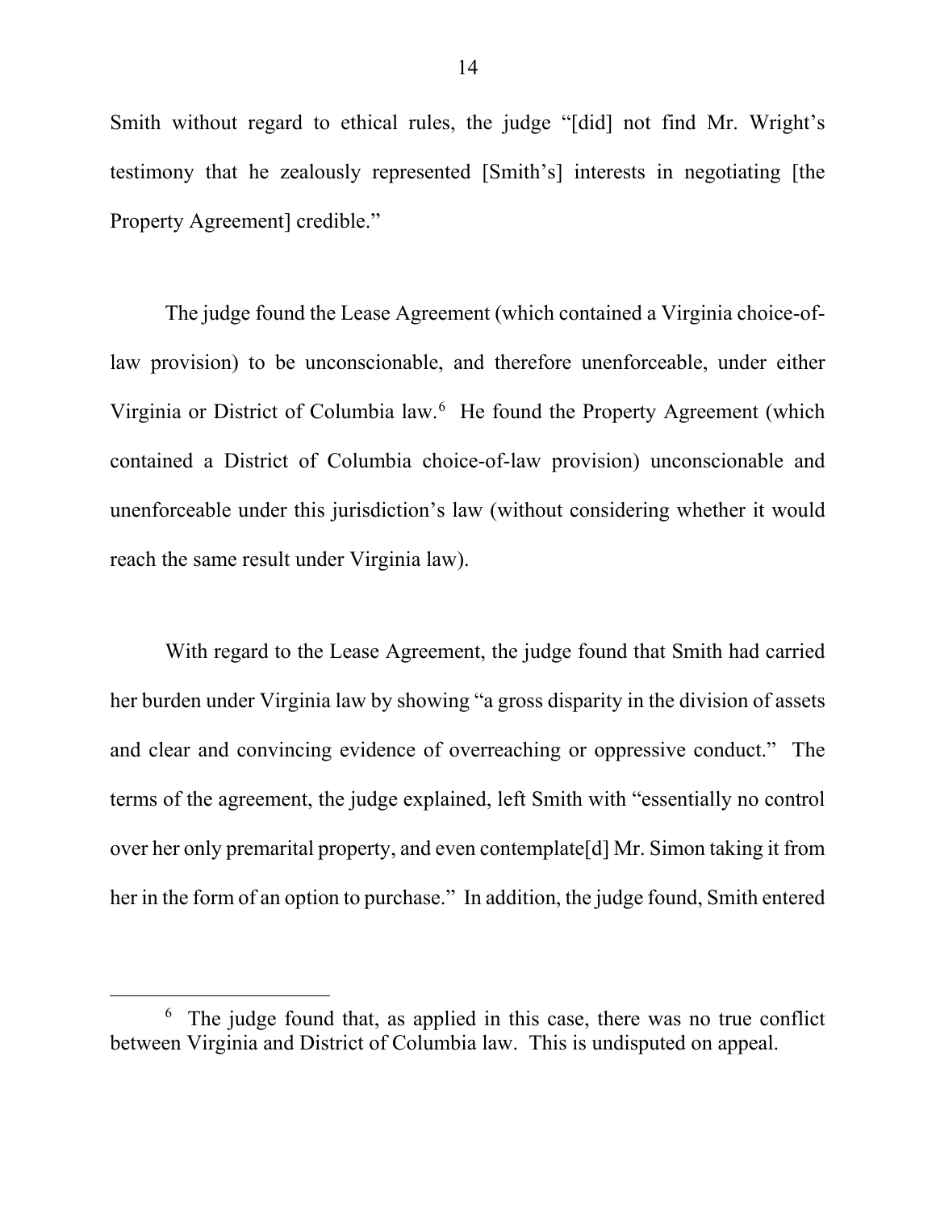Smith without regard to ethical rules, the judge "[did] not find Mr. Wright's testimony that he zealously represented [Smith's] interests in negotiating [the Property Agreement] credible."

The judge found the Lease Agreement (which contained a Virginia choice-of-law provision) to be unconscionable, and therefore unenforceable, under either Virginia or District of Columbia law.[6] He found the Property Agreement (which contained a District of Columbia choice-of-law provision) unconscionable and unenforceable under this jurisdiction's law (without considering whether it would reach the same result under Virginia law).

With regard to the Lease Agreement, the judge found that Smith had carried her burden under Virginia law by showing "a gross disparity in the division of assets and clear and convincing evidence of overreaching or oppressive conduct." The terms of the agreement, the judge explained, left Smith with "essentially no control over her only premarital property, and even contemplate[d] Mr. Simon taking it from her in the form of an option to purchase." In addition, the judge found, Smith entered

---

[6] The judge found that, as applied in this case, there was no true conflict between Virginia and District of Columbia law. This is undisputed on appeal.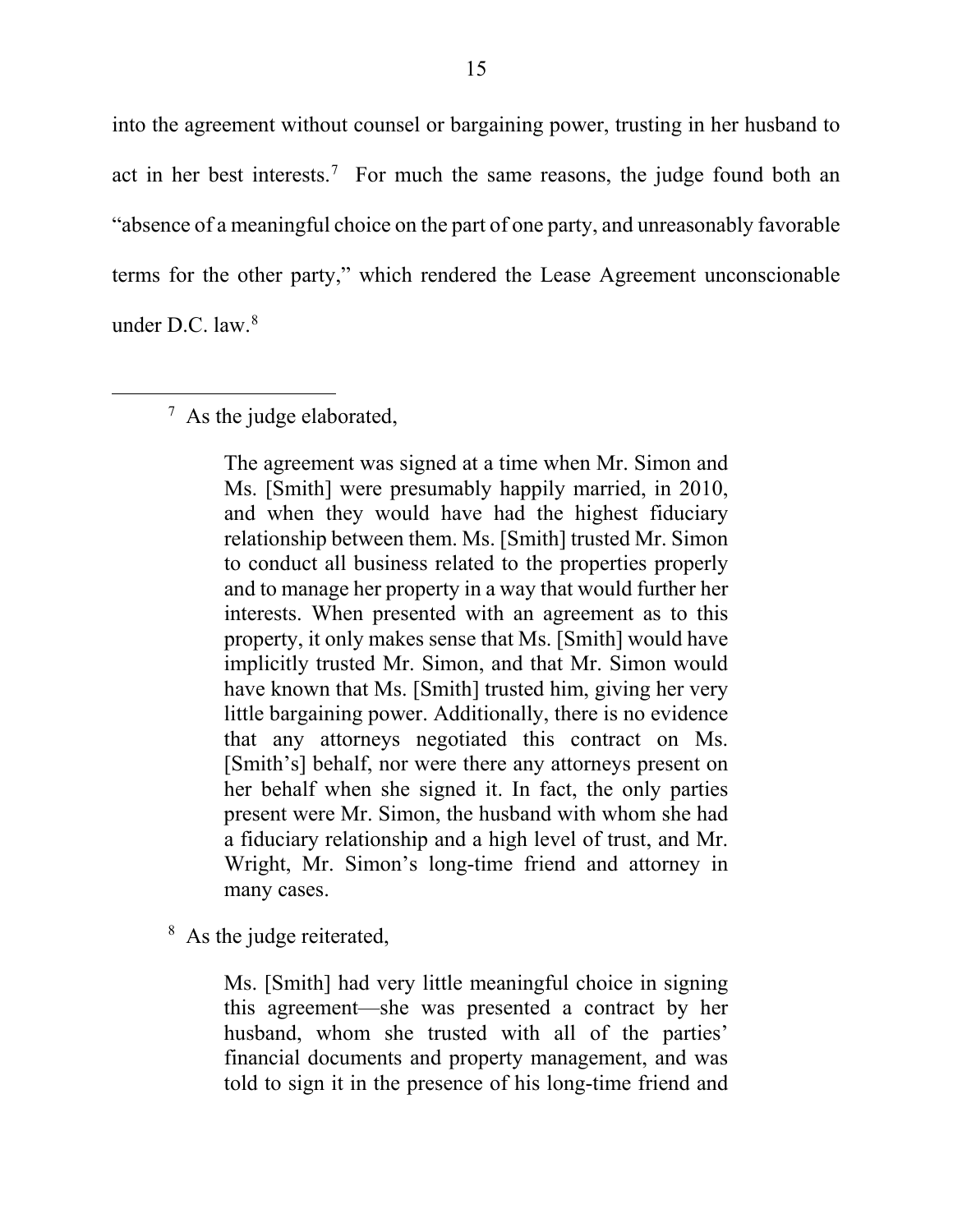into the agreement without counsel or bargaining power, trusting in her husband to act in her best interests.[7] For much the same reasons, the judge found both an "absence of a meaningful choice on the part of one party, and unreasonably favorable terms for the other party," which rendered the Lease Agreement unconscionable under D.C. law.[8]

---

[7] As the judge elaborated,

> The agreement was signed at a time when Mr. Simon and Ms. [Smith] were presumably happily married, in 2010, and when they would have had the highest fiduciary relationship between them. Ms. [Smith] trusted Mr. Simon to conduct all business related to the properties properly and to manage her property in a way that would further her interests. When presented with an agreement as to this property, it only makes sense that Ms. [Smith] would have implicitly trusted Mr. Simon, and that Mr. Simon would have known that Ms. [Smith] trusted him, giving her very little bargaining power. Additionally, there is no evidence that any attorneys negotiated this contract on Ms. [Smith's] behalf, nor were there any attorneys present on her behalf when she signed it. In fact, the only parties present were Mr. Simon, the husband with whom she had a fiduciary relationship and a high level of trust, and Mr. Wright, Mr. Simon's long-time friend and attorney in many cases.

[8] As the judge reiterated,

> Ms. [Smith] had very little meaningful choice in signing this agreement—she was presented a contract by her husband, whom she trusted with all of the parties' financial documents and property management, and was told to sign it in the presence of his long-time friend and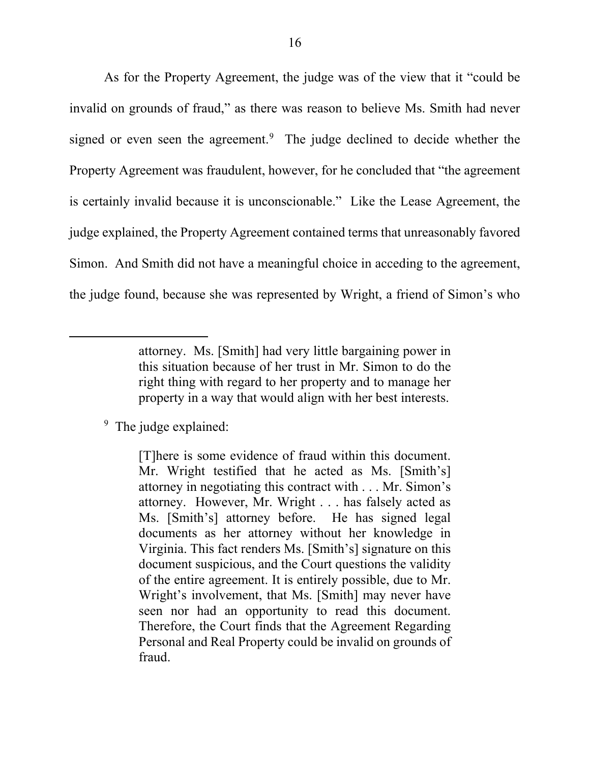As for the Property Agreement, the judge was of the view that it "could be invalid on grounds of fraud," as there was reason to believe Ms. Smith had never signed or even seen the agreement.[9] The judge declined to decide whether the Property Agreement was fraudulent, however, for he concluded that "the agreement is certainly invalid because it is unconscionable." Like the Lease Agreement, the judge explained, the Property Agreement contained terms that unreasonably favored Simon. And Smith did not have a meaningful choice in acceding to the agreement, the judge found, because she was represented by Wright, a friend of Simon's who

---

> attorney. Ms. [Smith] had very little bargaining power in this situation because of her trust in Mr. Simon to do the right thing with regard to her property and to manage her property in a way that would align with her best interests.

[9] The judge explained:

> [T]here is some evidence of fraud within this document. Mr. Wright testified that he acted as Ms. [Smith's] attorney in negotiating this contract with . . . Mr. Simon's attorney. However, Mr. Wright . . . has falsely acted as Ms. [Smith's] attorney before. He has signed legal documents as her attorney without her knowledge in Virginia. This fact renders Ms. [Smith's] signature on this document suspicious, and the Court questions the validity of the entire agreement. It is entirely possible, due to Mr. Wright's involvement, that Ms. [Smith] may never have seen nor had an opportunity to read this document. Therefore, the Court finds that the Agreement Regarding Personal and Real Property could be invalid on grounds of fraud.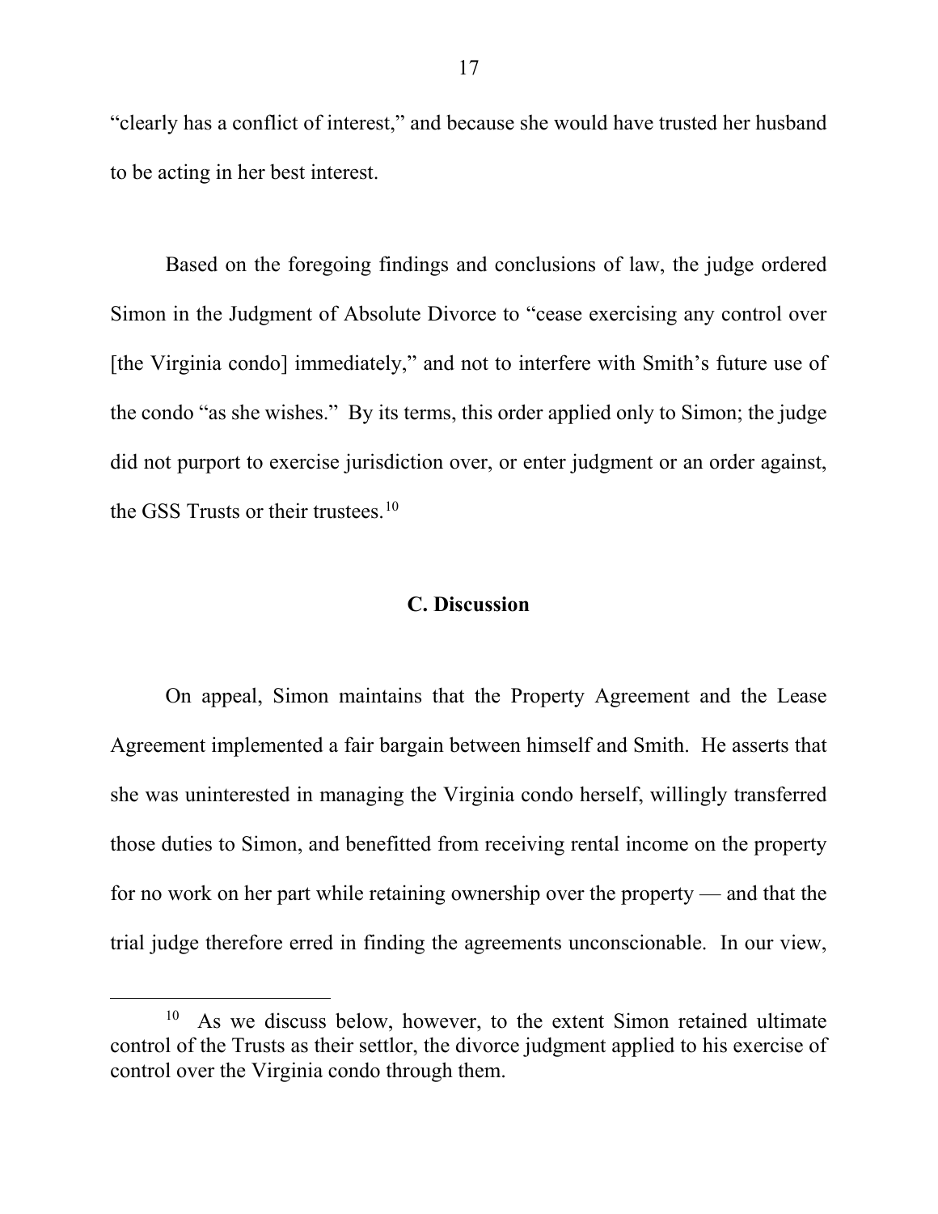"clearly has a conflict of interest," and because she would have trusted her husband to be acting in her best interest.

Based on the foregoing findings and conclusions of law, the judge ordered Simon in the Judgment of Absolute Divorce to "cease exercising any control over [the Virginia condo] immediately," and not to interfere with Smith's future use of the condo "as she wishes." By its terms, this order applied only to Simon; the judge did not purport to exercise jurisdiction over, or enter judgment or an order against, the GSS Trusts or their trustees.[10]

## C. Discussion

On appeal, Simon maintains that the Property Agreement and the Lease Agreement implemented a fair bargain between himself and Smith. He asserts that she was uninterested in managing the Virginia condo herself, willingly transferred those duties to Simon, and benefitted from receiving rental income on the property for no work on her part while retaining ownership over the property — and that the trial judge therefore erred in finding the agreements unconscionable. In our view,

[10] As we discuss below, however, to the extent Simon retained ultimate control of the Trusts as their settlor, the divorce judgment applied to his exercise of control over the Virginia condo through them.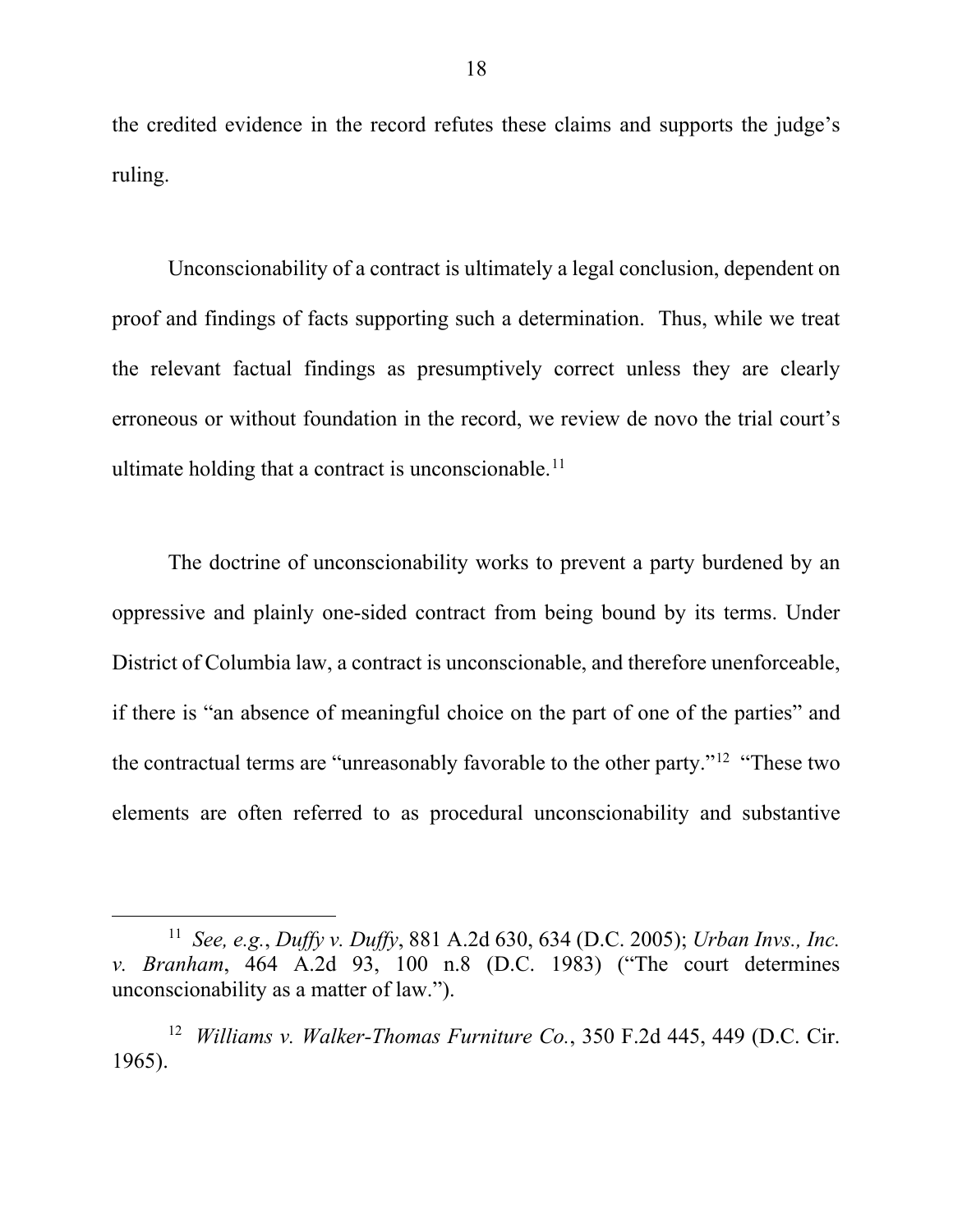the credited evidence in the record refutes these claims and supports the judge's ruling.

Unconscionability of a contract is ultimately a legal conclusion, dependent on proof and findings of facts supporting such a determination. Thus, while we treat the relevant factual findings as presumptively correct unless they are clearly erroneous or without foundation in the record, we review de novo the trial court's ultimate holding that a contract is unconscionable.[11]

The doctrine of unconscionability works to prevent a party burdened by an oppressive and plainly one-sided contract from being bound by its terms. Under District of Columbia law, a contract is unconscionable, and therefore unenforceable, if there is "an absence of meaningful choice on the part of one of the parties" and the contractual terms are "unreasonably favorable to the other party."[12] "These two elements are often referred to as procedural unconscionability and substantive

---

[11] *See, e.g.*, *Duffy v. Duffy*, 881 A.2d 630, 634 (D.C. 2005); *Urban Invs., Inc. v. Branham*, 464 A.2d 93, 100 n.8 (D.C. 1983) ("The court determines unconscionability as a matter of law.").

[12] *Williams v. Walker-Thomas Furniture Co.*, 350 F.2d 445, 449 (D.C. Cir. 1965).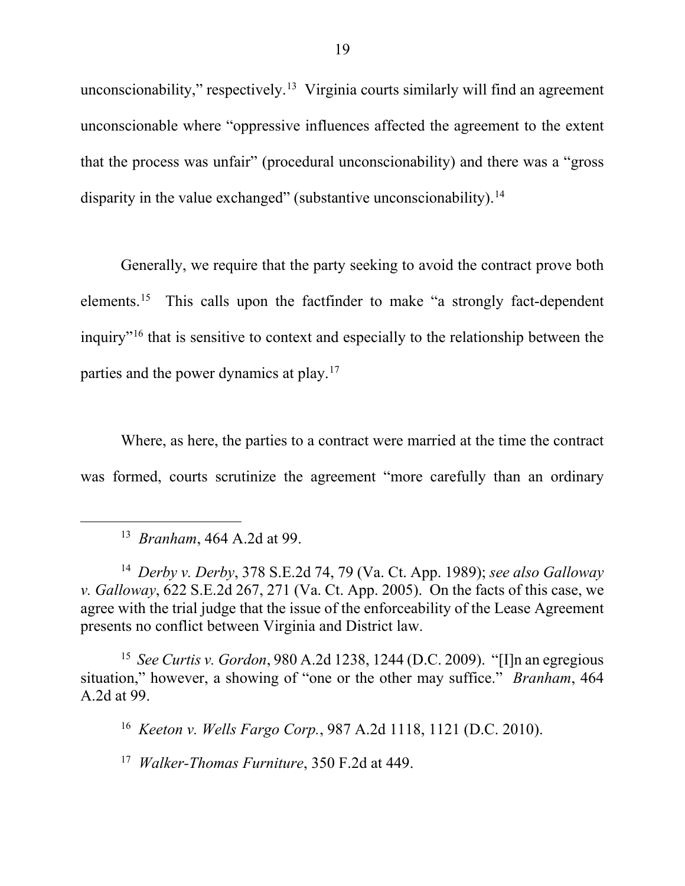unconscionability," respectively.[13] Virginia courts similarly will find an agreement unconscionable where "oppressive influences affected the agreement to the extent that the process was unfair" (procedural unconscionability) and there was a "gross disparity in the value exchanged" (substantive unconscionability).[14]

Generally, we require that the party seeking to avoid the contract prove both elements.[15] This calls upon the factfinder to make "a strongly fact-dependent inquiry"[16] that is sensitive to context and especially to the relationship between the parties and the power dynamics at play.[17]

Where, as here, the parties to a contract were married at the time the contract was formed, courts scrutinize the agreement "more carefully than an ordinary

---

[13] *Branham*, 464 A.2d at 99.

[14] *Derby v. Derby*, 378 S.E.2d 74, 79 (Va. Ct. App. 1989); *see also Galloway v. Galloway*, 622 S.E.2d 267, 271 (Va. Ct. App. 2005). On the facts of this case, we agree with the trial judge that the issue of the enforceability of the Lease Agreement presents no conflict between Virginia and District law.

[15] *See Curtis v. Gordon*, 980 A.2d 1238, 1244 (D.C. 2009). "[I]n an egregious situation," however, a showing of "one or the other may suffice." *Branham*, 464 A.2d at 99.

[16] *Keeton v. Wells Fargo Corp.*, 987 A.2d 1118, 1121 (D.C. 2010).

[17] *Walker-Thomas Furniture*, 350 F.2d at 449.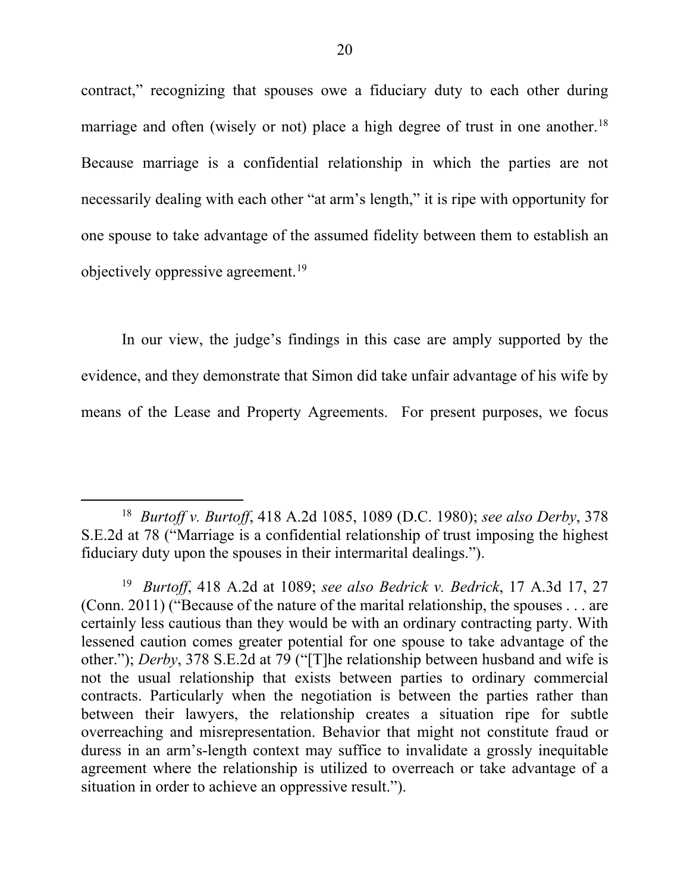contract," recognizing that spouses owe a fiduciary duty to each other during marriage and often (wisely or not) place a high degree of trust in one another.[18] Because marriage is a confidential relationship in which the parties are not necessarily dealing with each other "at arm's length," it is ripe with opportunity for one spouse to take advantage of the assumed fidelity between them to establish an objectively oppressive agreement.[19]

In our view, the judge's findings in this case are amply supported by the evidence, and they demonstrate that Simon did take unfair advantage of his wife by means of the Lease and Property Agreements. For present purposes, we focus

---

[18] *Burtoff v. Burtoff*, 418 A.2d 1085, 1089 (D.C. 1980); *see also Derby*, 378 S.E.2d at 78 ("Marriage is a confidential relationship of trust imposing the highest fiduciary duty upon the spouses in their intermarital dealings.").

[19] *Burtoff*, 418 A.2d at 1089; *see also Bedrick v. Bedrick*, 17 A.3d 17, 27 (Conn. 2011) ("Because of the nature of the marital relationship, the spouses . . . are certainly less cautious than they would be with an ordinary contracting party. With lessened caution comes greater potential for one spouse to take advantage of the other."); *Derby*, 378 S.E.2d at 79 ("[T]he relationship between husband and wife is not the usual relationship that exists between parties to ordinary commercial contracts. Particularly when the negotiation is between the parties rather than between their lawyers, the relationship creates a situation ripe for subtle overreaching and misrepresentation. Behavior that might not constitute fraud or duress in an arm's-length context may suffice to invalidate a grossly inequitable agreement where the relationship is utilized to overreach or take advantage of a situation in order to achieve an oppressive result.").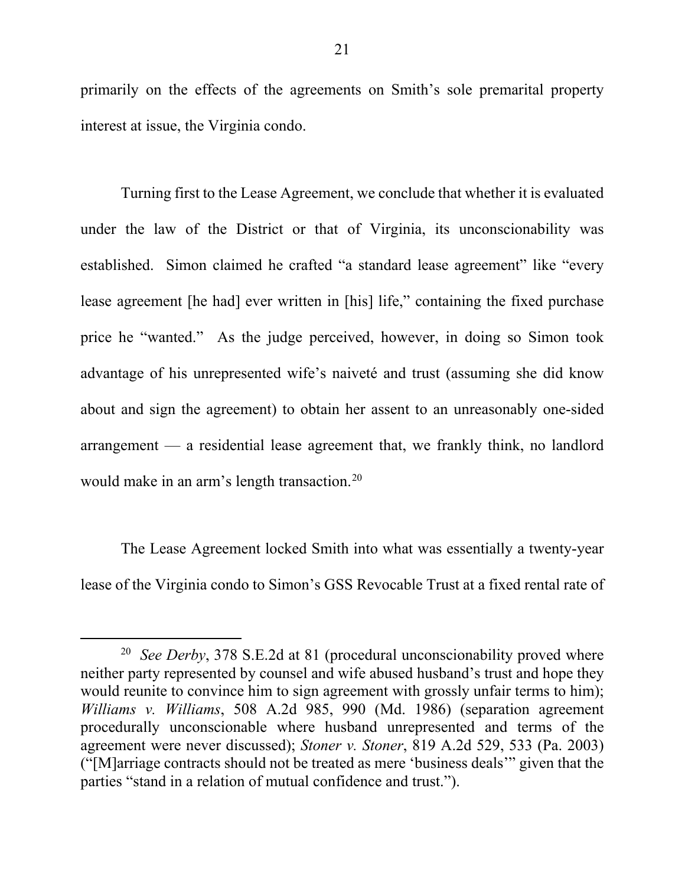primarily on the effects of the agreements on Smith's sole premarital property interest at issue, the Virginia condo.

Turning first to the Lease Agreement, we conclude that whether it is evaluated under the law of the District or that of Virginia, its unconscionability was established. Simon claimed he crafted "a standard lease agreement" like "every lease agreement [he had] ever written in [his] life," containing the fixed purchase price he "wanted." As the judge perceived, however, in doing so Simon took advantage of his unrepresented wife's naiveté and trust (assuming she did know about and sign the agreement) to obtain her assent to an unreasonably one-sided arrangement — a residential lease agreement that, we frankly think, no landlord would make in an arm's length transaction.[20]

The Lease Agreement locked Smith into what was essentially a twenty-year lease of the Virginia condo to Simon's GSS Revocable Trust at a fixed rental rate of

---

[20] *See Derby*, 378 S.E.2d at 81 (procedural unconscionability proved where neither party represented by counsel and wife abused husband's trust and hope they would reunite to convince him to sign agreement with grossly unfair terms to him); *Williams v. Williams*, 508 A.2d 985, 990 (Md. 1986) (separation agreement procedurally unconscionable where husband unrepresented and terms of the agreement were never discussed); *Stoner v. Stoner*, 819 A.2d 529, 533 (Pa. 2003) ("[M]arriage contracts should not be treated as mere 'business deals'" given that the parties "stand in a relation of mutual confidence and trust.").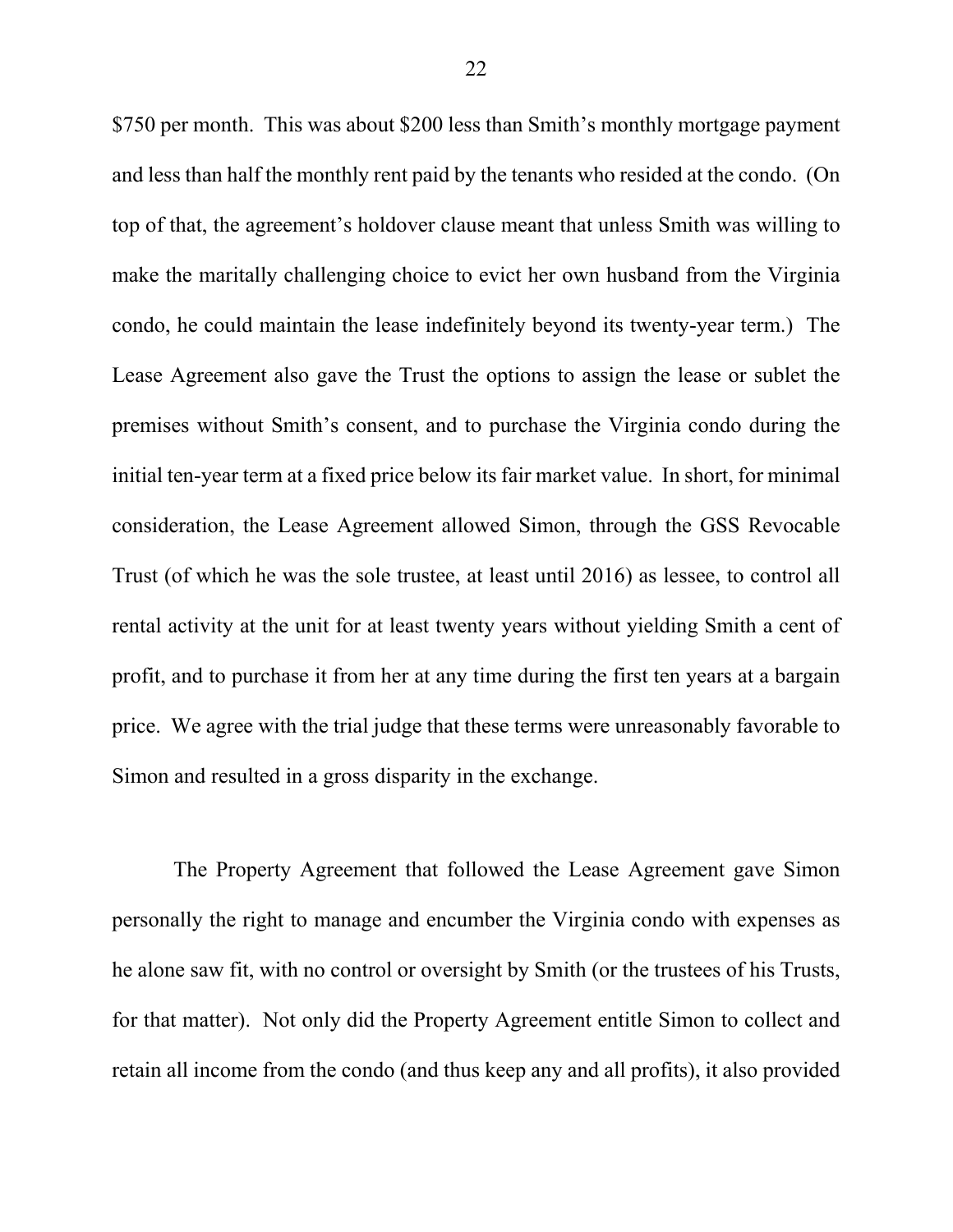$750 per month. This was about $200 less than Smith's monthly mortgage payment and less than half the monthly rent paid by the tenants who resided at the condo. (On top of that, the agreement's holdover clause meant that unless Smith was willing to make the maritally challenging choice to evict her own husband from the Virginia condo, he could maintain the lease indefinitely beyond its twenty-year term.) The Lease Agreement also gave the Trust the options to assign the lease or sublet the premises without Smith's consent, and to purchase the Virginia condo during the initial ten-year term at a fixed price below its fair market value. In short, for minimal consideration, the Lease Agreement allowed Simon, through the GSS Revocable Trust (of which he was the sole trustee, at least until 2016) as lessee, to control all rental activity at the unit for at least twenty years without yielding Smith a cent of profit, and to purchase it from her at any time during the first ten years at a bargain price. We agree with the trial judge that these terms were unreasonably favorable to Simon and resulted in a gross disparity in the exchange.

The Property Agreement that followed the Lease Agreement gave Simon personally the right to manage and encumber the Virginia condo with expenses as he alone saw fit, with no control or oversight by Smith (or the trustees of his Trusts, for that matter). Not only did the Property Agreement entitle Simon to collect and retain all income from the condo (and thus keep any and all profits), it also provided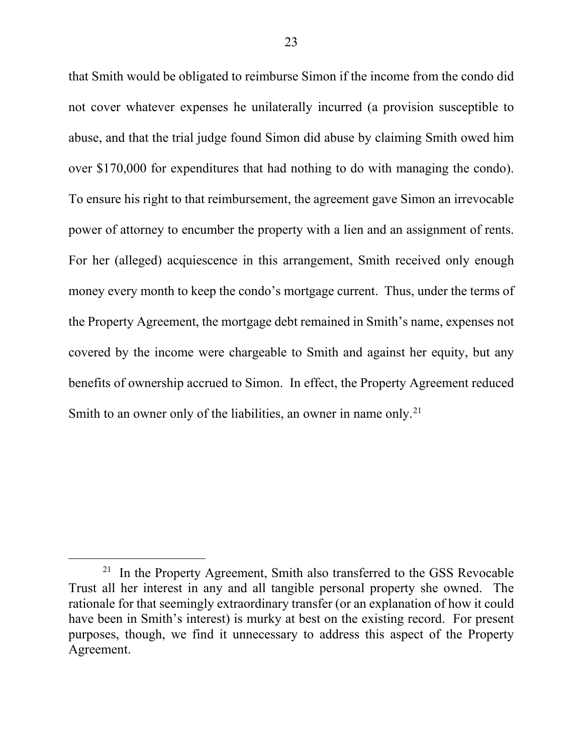that Smith would be obligated to reimburse Simon if the income from the condo did not cover whatever expenses he unilaterally incurred (a provision susceptible to abuse, and that the trial judge found Simon did abuse by claiming Smith owed him over $170,000 for expenditures that had nothing to do with managing the condo). To ensure his right to that reimbursement, the agreement gave Simon an irrevocable power of attorney to encumber the property with a lien and an assignment of rents. For her (alleged) acquiescence in this arrangement, Smith received only enough money every month to keep the condo's mortgage current. Thus, under the terms of the Property Agreement, the mortgage debt remained in Smith's name, expenses not covered by the income were chargeable to Smith and against her equity, but any benefits of ownership accrued to Simon. In effect, the Property Agreement reduced Smith to an owner only of the liabilities, an owner in name only.[21]

---

[21] In the Property Agreement, Smith also transferred to the GSS Revocable Trust all her interest in any and all tangible personal property she owned. The rationale for that seemingly extraordinary transfer (or an explanation of how it could have been in Smith's interest) is murky at best on the existing record. For present purposes, though, we find it unnecessary to address this aspect of the Property Agreement.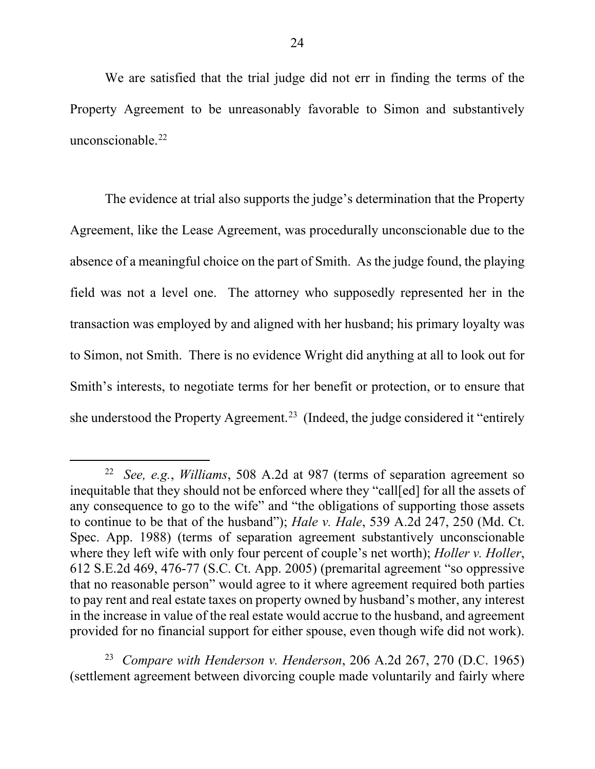We are satisfied that the trial judge did not err in finding the terms of the Property Agreement to be unreasonably favorable to Simon and substantively unconscionable.[22]

The evidence at trial also supports the judge's determination that the Property Agreement, like the Lease Agreement, was procedurally unconscionable due to the absence of a meaningful choice on the part of Smith. As the judge found, the playing field was not a level one. The attorney who supposedly represented her in the transaction was employed by and aligned with her husband; his primary loyalty was to Simon, not Smith. There is no evidence Wright did anything at all to look out for Smith's interests, to negotiate terms for her benefit or protection, or to ensure that she understood the Property Agreement.[23] (Indeed, the judge considered it "entirely

---

[22] *See, e.g.*, *Williams*, 508 A.2d at 987 (terms of separation agreement so inequitable that they should not be enforced where they "call[ed] for all the assets of any consequence to go to the wife" and "the obligations of supporting those assets to continue to be that of the husband"); *Hale v. Hale*, 539 A.2d 247, 250 (Md. Ct. Spec. App. 1988) (terms of separation agreement substantively unconscionable where they left wife with only four percent of couple's net worth); *Holler v. Holler*, 612 S.E.2d 469, 476-77 (S.C. Ct. App. 2005) (premarital agreement "so oppressive that no reasonable person" would agree to it where agreement required both parties to pay rent and real estate taxes on property owned by husband's mother, any interest in the increase in value of the real estate would accrue to the husband, and agreement provided for no financial support for either spouse, even though wife did not work).

[23] *Compare with Henderson v. Henderson*, 206 A.2d 267, 270 (D.C. 1965) (settlement agreement between divorcing couple made voluntarily and fairly where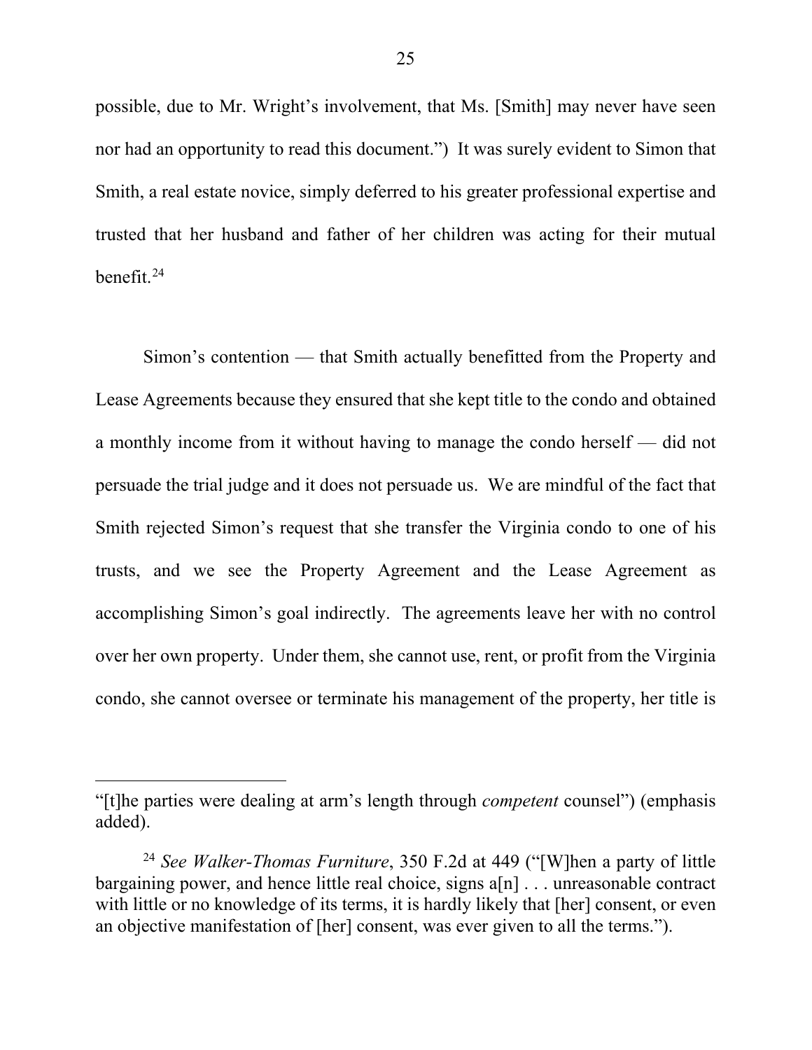possible, due to Mr. Wright's involvement, that Ms. [Smith] may never have seen nor had an opportunity to read this document.") It was surely evident to Simon that Smith, a real estate novice, simply deferred to his greater professional expertise and trusted that her husband and father of her children was acting for their mutual benefit.[24]

Simon's contention — that Smith actually benefitted from the Property and Lease Agreements because they ensured that she kept title to the condo and obtained a monthly income from it without having to manage the condo herself — did not persuade the trial judge and it does not persuade us. We are mindful of the fact that Smith rejected Simon's request that she transfer the Virginia condo to one of his trusts, and we see the Property Agreement and the Lease Agreement as accomplishing Simon's goal indirectly. The agreements leave her with no control over her own property. Under them, she cannot use, rent, or profit from the Virginia condo, she cannot oversee or terminate his management of the property, her title is

---

"[t]he parties were dealing at arm's length through *competent* counsel") (emphasis added).

[24] *See Walker-Thomas Furniture*, 350 F.2d at 449 ("[W]hen a party of little bargaining power, and hence little real choice, signs a[n] . . . unreasonable contract with little or no knowledge of its terms, it is hardly likely that [her] consent, or even an objective manifestation of [her] consent, was ever given to all the terms.").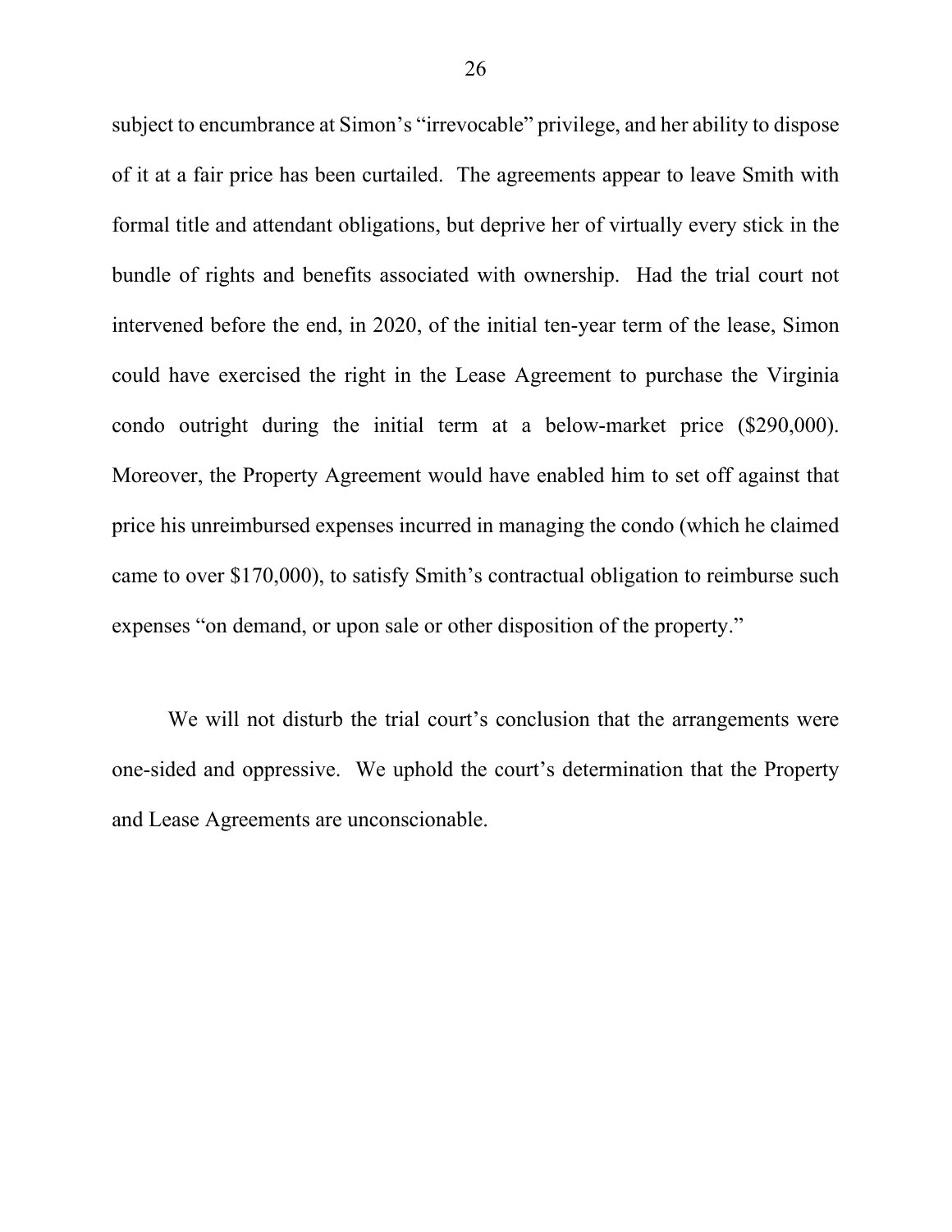subject to encumbrance at Simon's "irrevocable" privilege, and her ability to dispose of it at a fair price has been curtailed. The agreements appear to leave Smith with formal title and attendant obligations, but deprive her of virtually every stick in the bundle of rights and benefits associated with ownership. Had the trial court not intervened before the end, in 2020, of the initial ten-year term of the lease, Simon could have exercised the right in the Lease Agreement to purchase the Virginia condo outright during the initial term at a below-market price ($290,000). Moreover, the Property Agreement would have enabled him to set off against that price his unreimbursed expenses incurred in managing the condo (which he claimed came to over $170,000), to satisfy Smith's contractual obligation to reimburse such expenses "on demand, or upon sale or other disposition of the property."

We will not disturb the trial court's conclusion that the arrangements were one-sided and oppressive. We uphold the court's determination that the Property and Lease Agreements are unconscionable.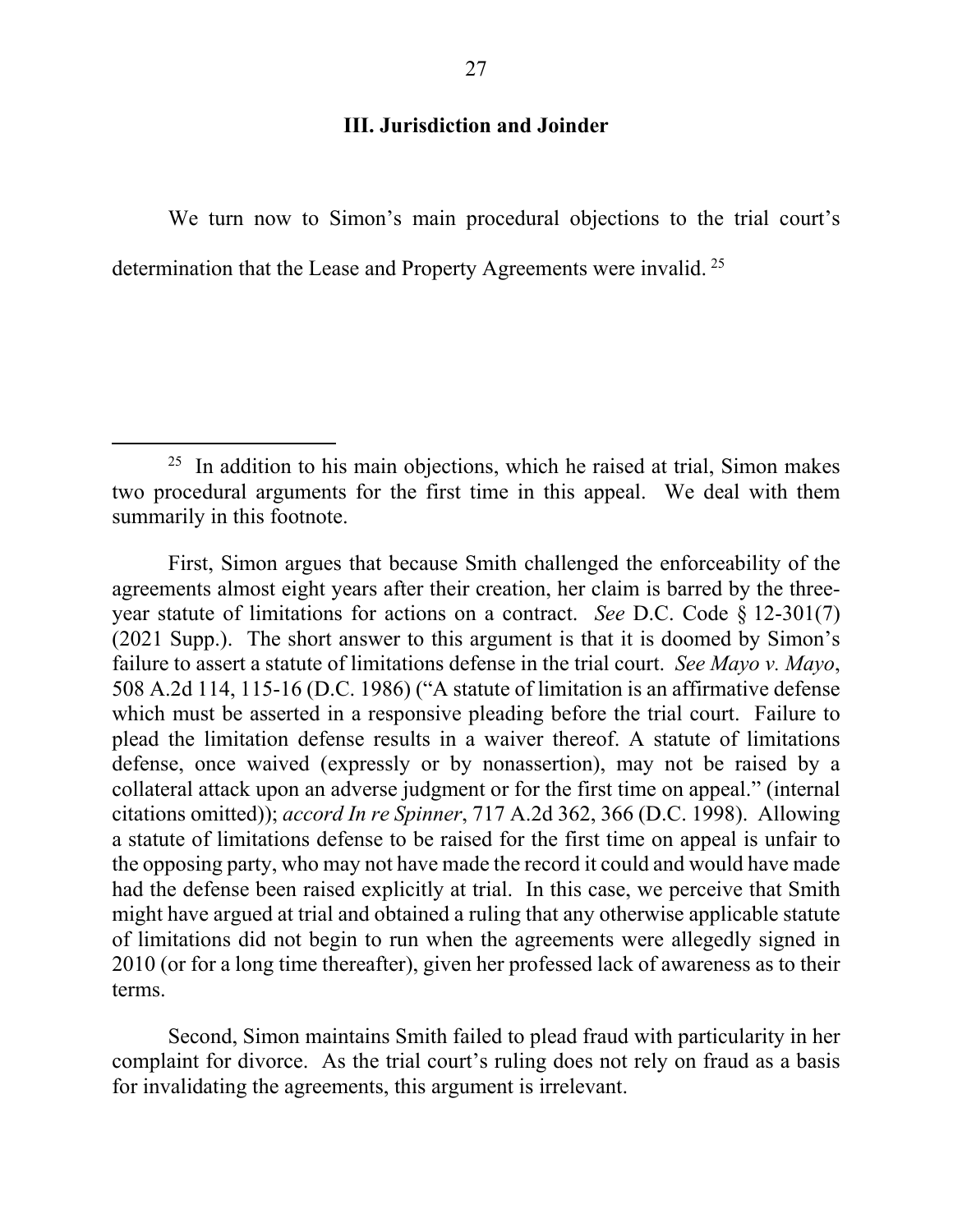## III. Jurisdiction and Joinder

We turn now to Simon's main procedural objections to the trial court's determination that the Lease and Property Agreements were invalid.[25]

---

[25] In addition to his main objections, which he raised at trial, Simon makes two procedural arguments for the first time in this appeal. We deal with them summarily in this footnote.

First, Simon argues that because Smith challenged the enforceability of the agreements almost eight years after their creation, her claim is barred by the three-year statute of limitations for actions on a contract. *See* D.C. Code § 12-301(7) (2021 Supp.). The short answer to this argument is that it is doomed by Simon's failure to assert a statute of limitations defense in the trial court. *See Mayo v. Mayo*, 508 A.2d 114, 115-16 (D.C. 1986) ("A statute of limitation is an affirmative defense which must be asserted in a responsive pleading before the trial court. Failure to plead the limitation defense results in a waiver thereof. A statute of limitations defense, once waived (expressly or by nonassertion), may not be raised by a collateral attack upon an adverse judgment or for the first time on appeal." (internal citations omitted)); *accord In re Spinner*, 717 A.2d 362, 366 (D.C. 1998). Allowing a statute of limitations defense to be raised for the first time on appeal is unfair to the opposing party, who may not have made the record it could and would have made had the defense been raised explicitly at trial. In this case, we perceive that Smith might have argued at trial and obtained a ruling that any otherwise applicable statute of limitations did not begin to run when the agreements were allegedly signed in 2010 (or for a long time thereafter), given her professed lack of awareness as to their terms.

Second, Simon maintains Smith failed to plead fraud with particularity in her complaint for divorce. As the trial court's ruling does not rely on fraud as a basis for invalidating the agreements, this argument is irrelevant.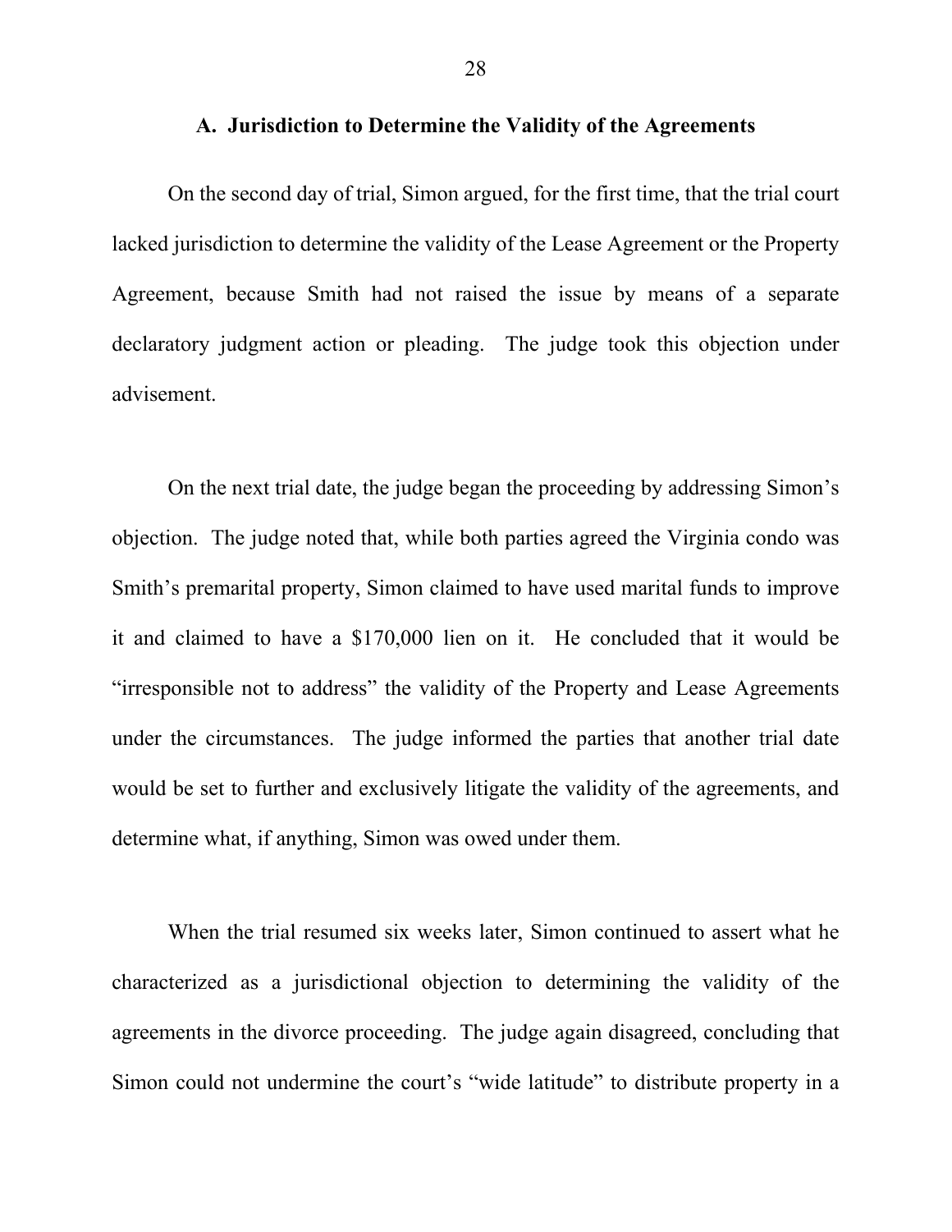### A. Jurisdiction to Determine the Validity of the Agreements

On the second day of trial, Simon argued, for the first time, that the trial court lacked jurisdiction to determine the validity of the Lease Agreement or the Property Agreement, because Smith had not raised the issue by means of a separate declaratory judgment action or pleading. The judge took this objection under advisement.

On the next trial date, the judge began the proceeding by addressing Simon's objection. The judge noted that, while both parties agreed the Virginia condo was Smith's premarital property, Simon claimed to have used marital funds to improve it and claimed to have a $170,000 lien on it. He concluded that it would be "irresponsible not to address" the validity of the Property and Lease Agreements under the circumstances. The judge informed the parties that another trial date would be set to further and exclusively litigate the validity of the agreements, and determine what, if anything, Simon was owed under them.

When the trial resumed six weeks later, Simon continued to assert what he characterized as a jurisdictional objection to determining the validity of the agreements in the divorce proceeding. The judge again disagreed, concluding that Simon could not undermine the court's "wide latitude" to distribute property in a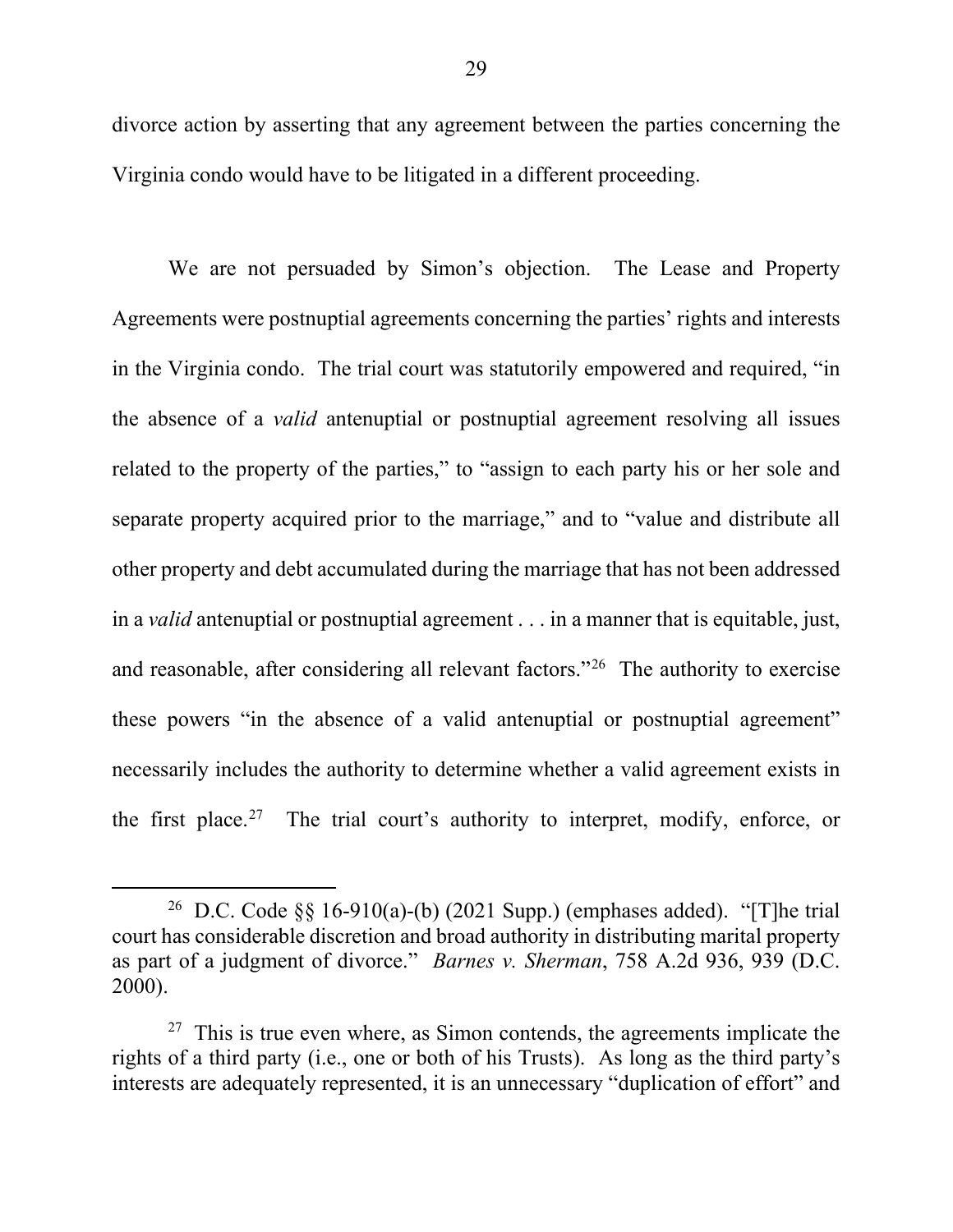divorce action by asserting that any agreement between the parties concerning the Virginia condo would have to be litigated in a different proceeding.

We are not persuaded by Simon's objection. The Lease and Property Agreements were postnuptial agreements concerning the parties' rights and interests in the Virginia condo. The trial court was statutorily empowered and required, "in the absence of a *valid* antenuptial or postnuptial agreement resolving all issues related to the property of the parties," to "assign to each party his or her sole and separate property acquired prior to the marriage," and to "value and distribute all other property and debt accumulated during the marriage that has not been addressed in a *valid* antenuptial or postnuptial agreement . . . in a manner that is equitable, just, and reasonable, after considering all relevant factors."[26] The authority to exercise these powers "in the absence of a valid antenuptial or postnuptial agreement" necessarily includes the authority to determine whether a valid agreement exists in the first place.[27] The trial court's authority to interpret, modify, enforce, or

---

[26] D.C. Code §§ 16-910(a)-(b) (2021 Supp.) (emphases added). "[T]he trial court has considerable discretion and broad authority in distributing marital property as part of a judgment of divorce." *Barnes v. Sherman*, 758 A.2d 936, 939 (D.C. 2000).

[27] This is true even where, as Simon contends, the agreements implicate the rights of a third party (i.e., one or both of his Trusts). As long as the third party's interests are adequately represented, it is an unnecessary "duplication of effort" and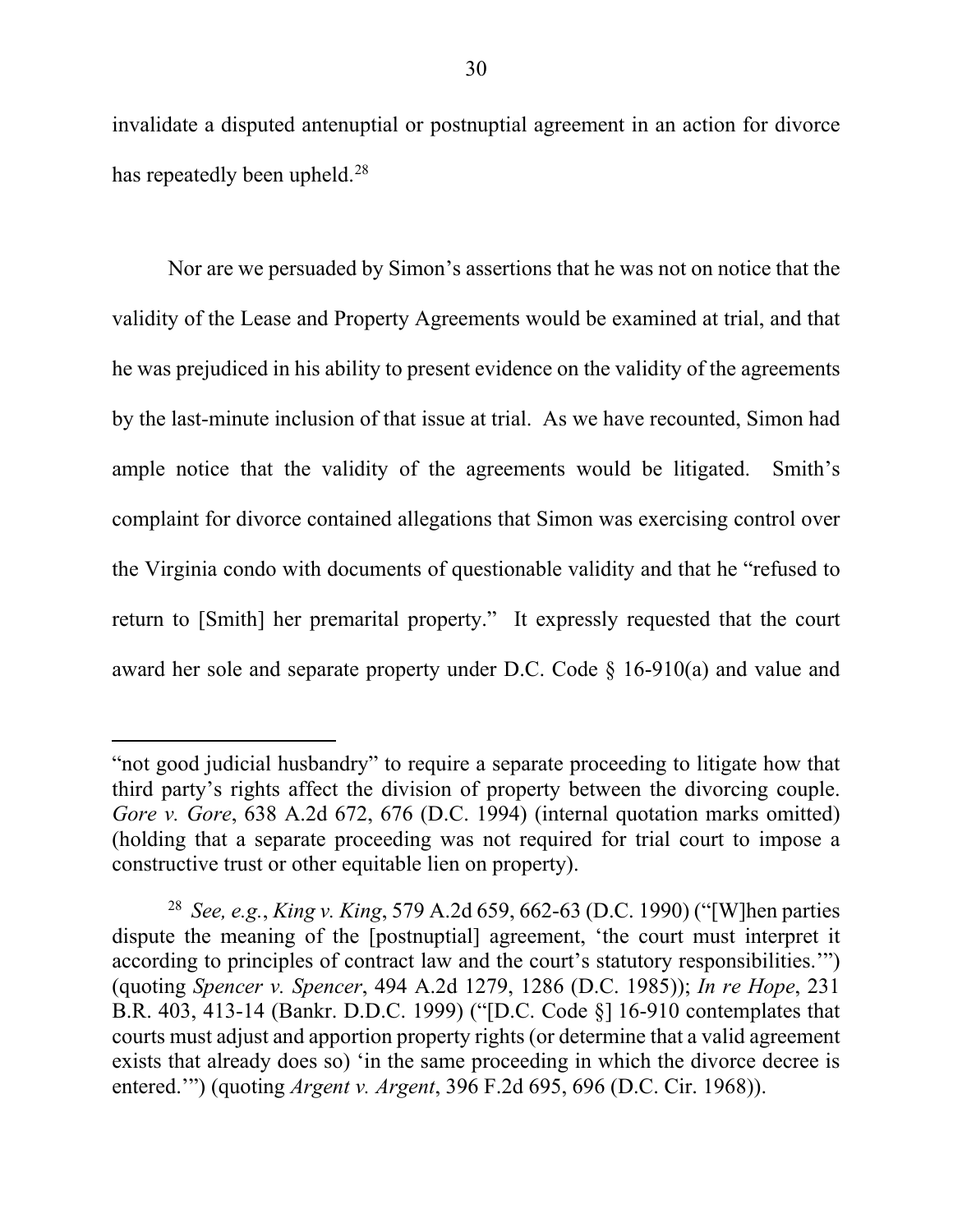invalidate a disputed antenuptial or postnuptial agreement in an action for divorce has repeatedly been upheld.[28]

Nor are we persuaded by Simon's assertions that he was not on notice that the validity of the Lease and Property Agreements would be examined at trial, and that he was prejudiced in his ability to present evidence on the validity of the agreements by the last-minute inclusion of that issue at trial. As we have recounted, Simon had ample notice that the validity of the agreements would be litigated. Smith's complaint for divorce contained allegations that Simon was exercising control over the Virginia condo with documents of questionable validity and that he "refused to return to [Smith] her premarital property." It expressly requested that the court award her sole and separate property under D.C. Code § 16-910(a) and value and

---

"not good judicial husbandry" to require a separate proceeding to litigate how that third party's rights affect the division of property between the divorcing couple. *Gore v. Gore*, 638 A.2d 672, 676 (D.C. 1994) (internal quotation marks omitted) (holding that a separate proceeding was not required for trial court to impose a constructive trust or other equitable lien on property).

[28] *See, e.g.*, *King v. King*, 579 A.2d 659, 662-63 (D.C. 1990) ("[W]hen parties dispute the meaning of the [postnuptial] agreement, 'the court must interpret it according to principles of contract law and the court's statutory responsibilities.'") (quoting *Spencer v. Spencer*, 494 A.2d 1279, 1286 (D.C. 1985)); *In re Hope*, 231 B.R. 403, 413-14 (Bankr. D.D.C. 1999) ("[D.C. Code §] 16-910 contemplates that courts must adjust and apportion property rights (or determine that a valid agreement exists that already does so) 'in the same proceeding in which the divorce decree is entered.'") (quoting *Argent v. Argent*, 396 F.2d 695, 696 (D.C. Cir. 1968)).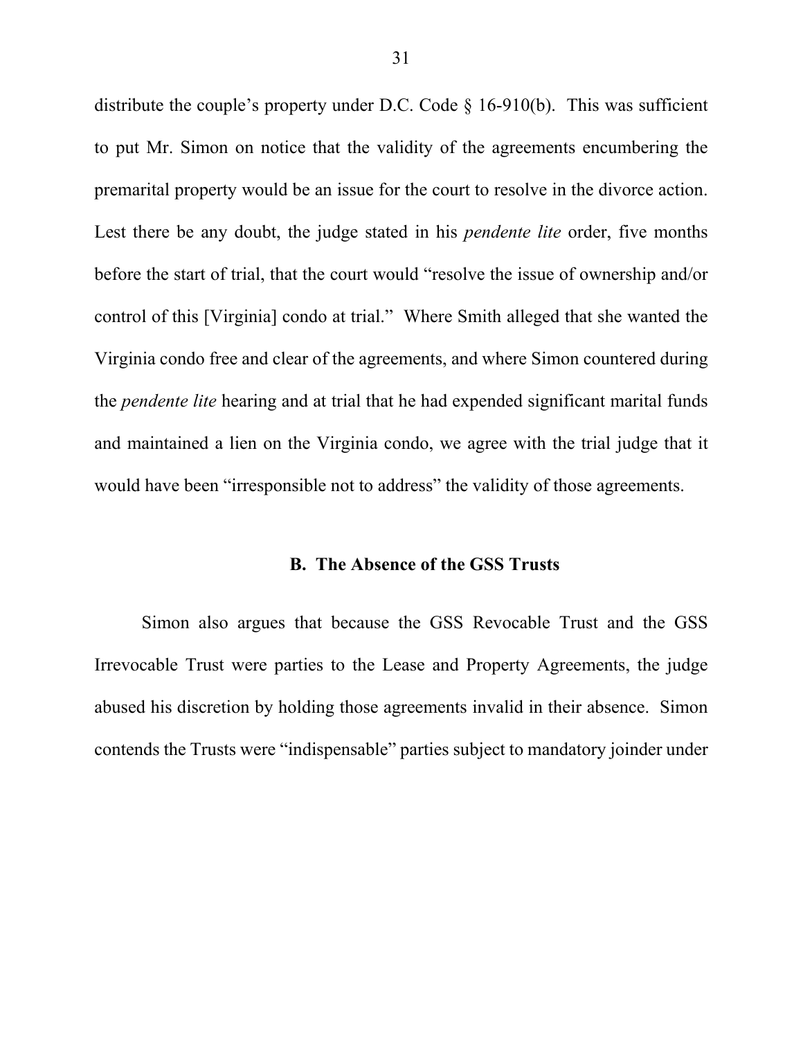distribute the couple's property under D.C. Code § 16-910(b). This was sufficient to put Mr. Simon on notice that the validity of the agreements encumbering the premarital property would be an issue for the court to resolve in the divorce action. Lest there be any doubt, the judge stated in his *pendente lite* order, five months before the start of trial, that the court would "resolve the issue of ownership and/or control of this [Virginia] condo at trial." Where Smith alleged that she wanted the Virginia condo free and clear of the agreements, and where Simon countered during the *pendente lite* hearing and at trial that he had expended significant marital funds and maintained a lien on the Virginia condo, we agree with the trial judge that it would have been "irresponsible not to address" the validity of those agreements.

### B. The Absence of the GSS Trusts

Simon also argues that because the GSS Revocable Trust and the GSS Irrevocable Trust were parties to the Lease and Property Agreements, the judge abused his discretion by holding those agreements invalid in their absence. Simon contends the Trusts were "indispensable" parties subject to mandatory joinder under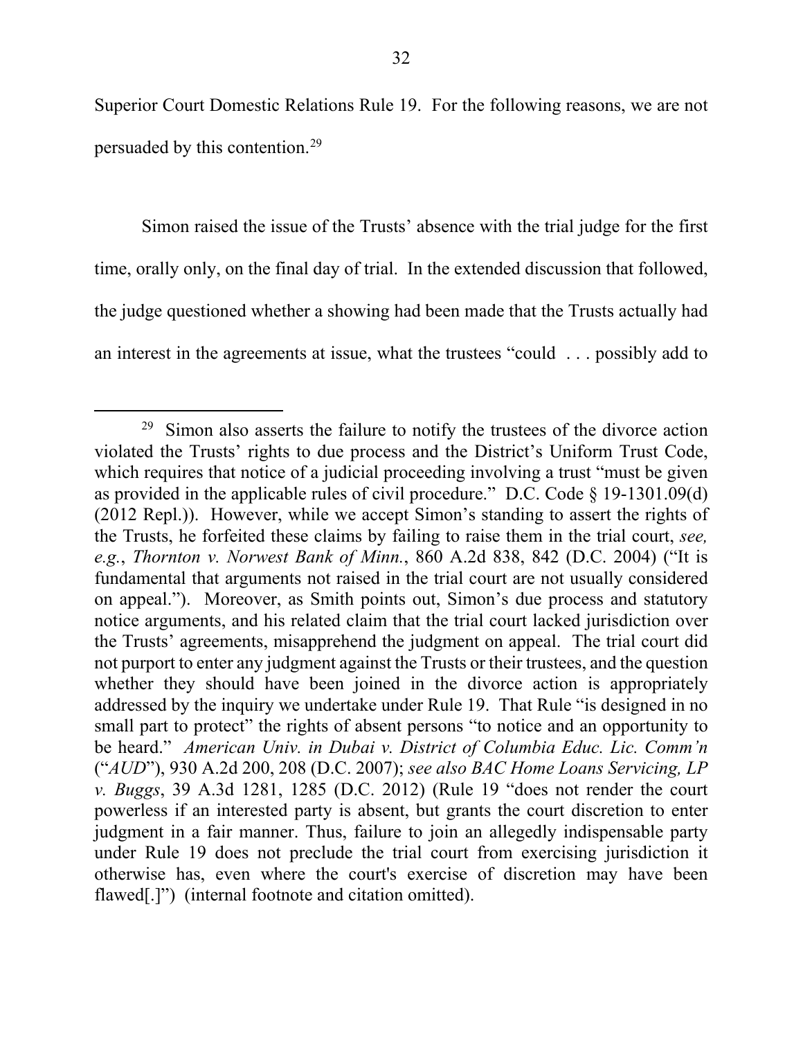Superior Court Domestic Relations Rule 19. For the following reasons, we are not persuaded by this contention.[29]

Simon raised the issue of the Trusts' absence with the trial judge for the first time, orally only, on the final day of trial. In the extended discussion that followed, the judge questioned whether a showing had been made that the Trusts actually had an interest in the agreements at issue, what the trustees "could . . . possibly add to

---

[29] Simon also asserts the failure to notify the trustees of the divorce action violated the Trusts' rights to due process and the District's Uniform Trust Code, which requires that notice of a judicial proceeding involving a trust "must be given as provided in the applicable rules of civil procedure." D.C. Code § 19-1301.09(d) (2012 Repl.)). However, while we accept Simon's standing to assert the rights of the Trusts, he forfeited these claims by failing to raise them in the trial court, *see, e.g.*, *Thornton v. Norwest Bank of Minn.*, 860 A.2d 838, 842 (D.C. 2004) ("It is fundamental that arguments not raised in the trial court are not usually considered on appeal."). Moreover, as Smith points out, Simon's due process and statutory notice arguments, and his related claim that the trial court lacked jurisdiction over the Trusts' agreements, misapprehend the judgment on appeal. The trial court did not purport to enter any judgment against the Trusts or their trustees, and the question whether they should have been joined in the divorce action is appropriately addressed by the inquiry we undertake under Rule 19. That Rule "is designed in no small part to protect" the rights of absent persons "to notice and an opportunity to be heard." *American Univ. in Dubai v. District of Columbia Educ. Lic. Comm'n* ("*AUD*"), 930 A.2d 200, 208 (D.C. 2007); *see also BAC Home Loans Servicing, LP v. Buggs*, 39 A.3d 1281, 1285 (D.C. 2012) (Rule 19 "does not render the court powerless if an interested party is absent, but grants the court discretion to enter judgment in a fair manner. Thus, failure to join an allegedly indispensable party under Rule 19 does not preclude the trial court from exercising jurisdiction it otherwise has, even where the court's exercise of discretion may have been flawed[.]") (internal footnote and citation omitted).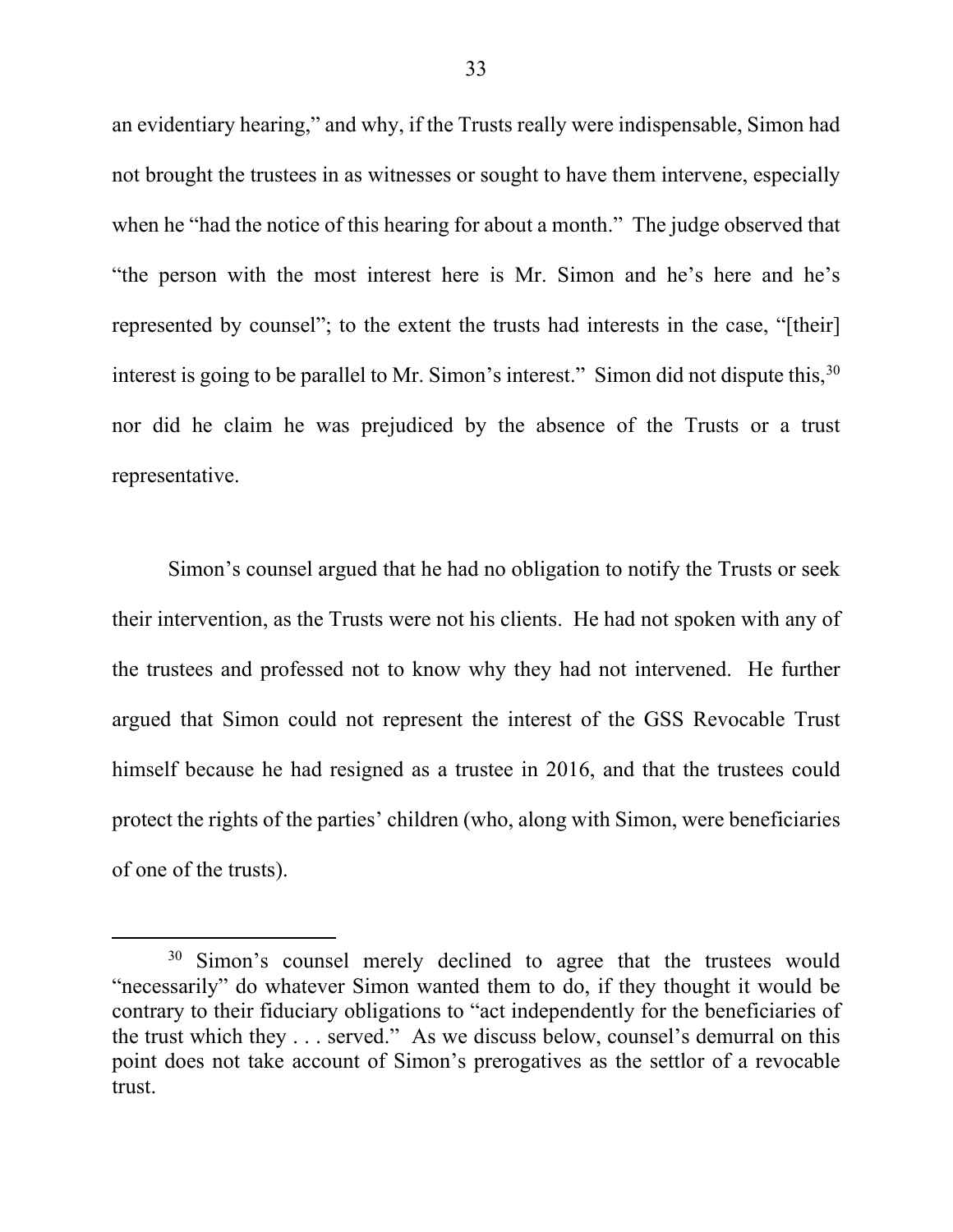an evidentiary hearing," and why, if the Trusts really were indispensable, Simon had not brought the trustees in as witnesses or sought to have them intervene, especially when he "had the notice of this hearing for about a month." The judge observed that "the person with the most interest here is Mr. Simon and he's here and he's represented by counsel"; to the extent the trusts had interests in the case, "[their] interest is going to be parallel to Mr. Simon's interest." Simon did not dispute this,[30] nor did he claim he was prejudiced by the absence of the Trusts or a trust representative.

Simon's counsel argued that he had no obligation to notify the Trusts or seek their intervention, as the Trusts were not his clients. He had not spoken with any of the trustees and professed not to know why they had not intervened. He further argued that Simon could not represent the interest of the GSS Revocable Trust himself because he had resigned as a trustee in 2016, and that the trustees could protect the rights of the parties' children (who, along with Simon, were beneficiaries of one of the trusts).

---

[30] Simon's counsel merely declined to agree that the trustees would "necessarily" do whatever Simon wanted them to do, if they thought it would be contrary to their fiduciary obligations to "act independently for the beneficiaries of the trust which they . . . served." As we discuss below, counsel's demurral on this point does not take account of Simon's prerogatives as the settlor of a revocable trust.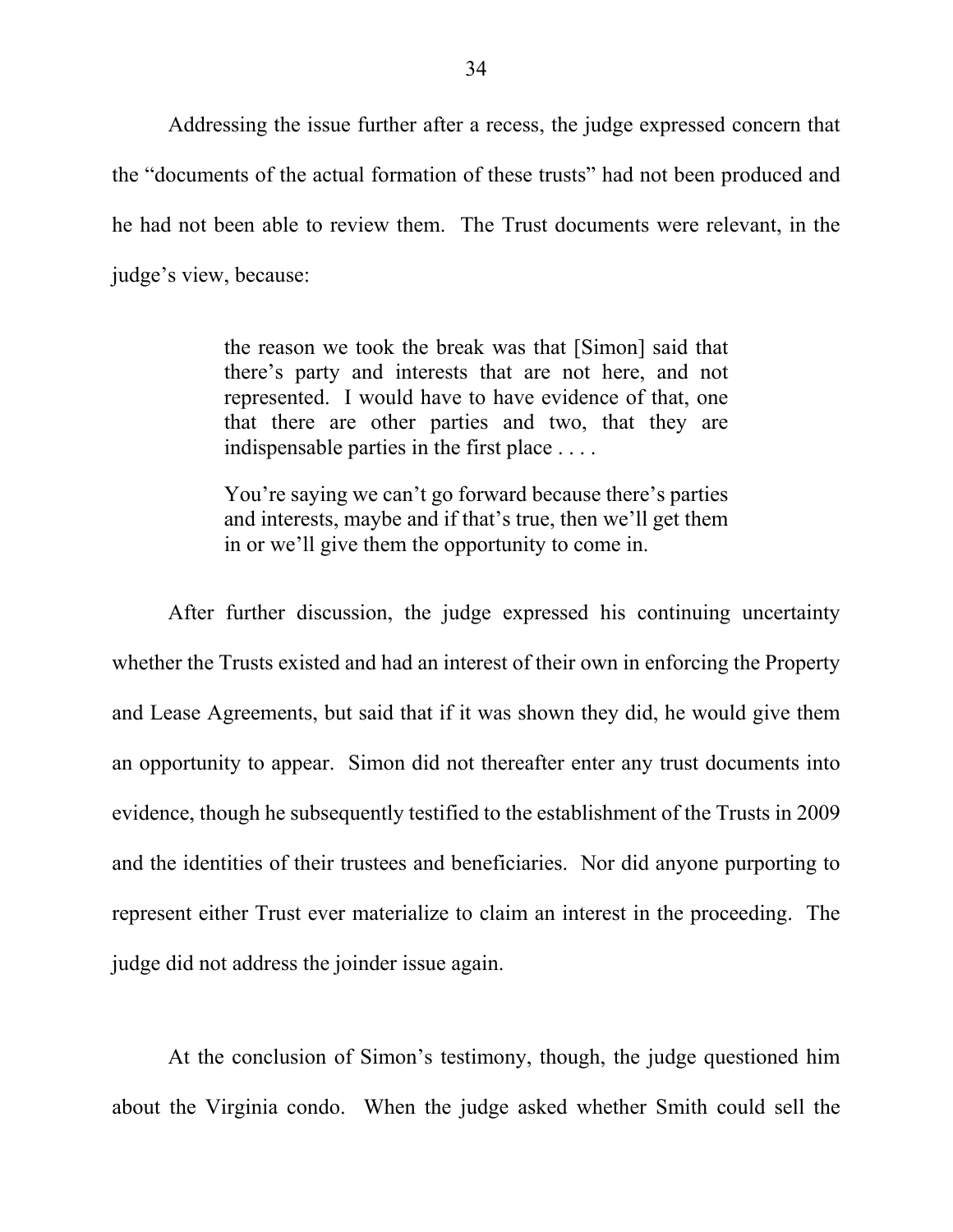Addressing the issue further after a recess, the judge expressed concern that the "documents of the actual formation of these trusts" had not been produced and he had not been able to review them. The Trust documents were relevant, in the judge's view, because:

> the reason we took the break was that [Simon] said that there's party and interests that are not here, and not represented. I would have to have evidence of that, one that there are other parties and two, that they are indispensable parties in the first place . . . .
>
> You're saying we can't go forward because there's parties and interests, maybe and if that's true, then we'll get them in or we'll give them the opportunity to come in.

After further discussion, the judge expressed his continuing uncertainty whether the Trusts existed and had an interest of their own in enforcing the Property and Lease Agreements, but said that if it was shown they did, he would give them an opportunity to appear. Simon did not thereafter enter any trust documents into evidence, though he subsequently testified to the establishment of the Trusts in 2009 and the identities of their trustees and beneficiaries. Nor did anyone purporting to represent either Trust ever materialize to claim an interest in the proceeding. The judge did not address the joinder issue again.

At the conclusion of Simon's testimony, though, the judge questioned him about the Virginia condo. When the judge asked whether Smith could sell the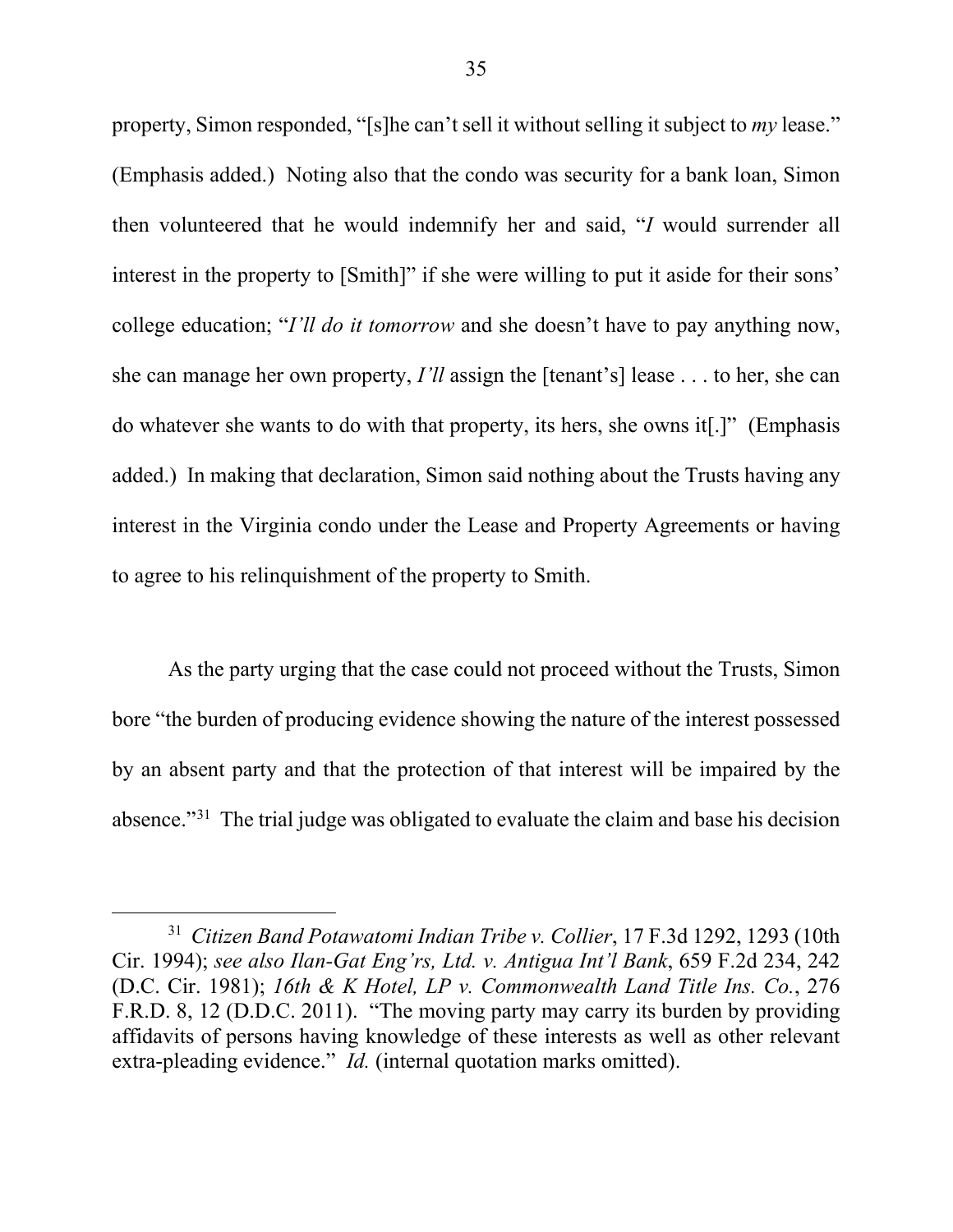property, Simon responded, "[s]he can't sell it without selling it subject to *my* lease." (Emphasis added.) Noting also that the condo was security for a bank loan, Simon then volunteered that he would indemnify her and said, "*I* would surrender all interest in the property to [Smith]" if she were willing to put it aside for their sons' college education; "*I'll do it tomorrow* and she doesn't have to pay anything now, she can manage her own property, *I'll* assign the [tenant's] lease . . . to her, she can do whatever she wants to do with that property, its hers, she owns it[.]" (Emphasis added.) In making that declaration, Simon said nothing about the Trusts having any interest in the Virginia condo under the Lease and Property Agreements or having to agree to his relinquishment of the property to Smith.

As the party urging that the case could not proceed without the Trusts, Simon bore "the burden of producing evidence showing the nature of the interest possessed by an absent party and that the protection of that interest will be impaired by the absence."[31] The trial judge was obligated to evaluate the claim and base his decision

---

[31] *Citizen Band Potawatomi Indian Tribe v. Collier*, 17 F.3d 1292, 1293 (10th Cir. 1994); *see also Ilan-Gat Eng'rs, Ltd. v. Antigua Int'l Bank*, 659 F.2d 234, 242 (D.C. Cir. 1981); *16th & K Hotel, LP v. Commonwealth Land Title Ins. Co.*, 276 F.R.D. 8, 12 (D.D.C. 2011). "The moving party may carry its burden by providing affidavits of persons having knowledge of these interests as well as other relevant extra-pleading evidence." *Id.* (internal quotation marks omitted).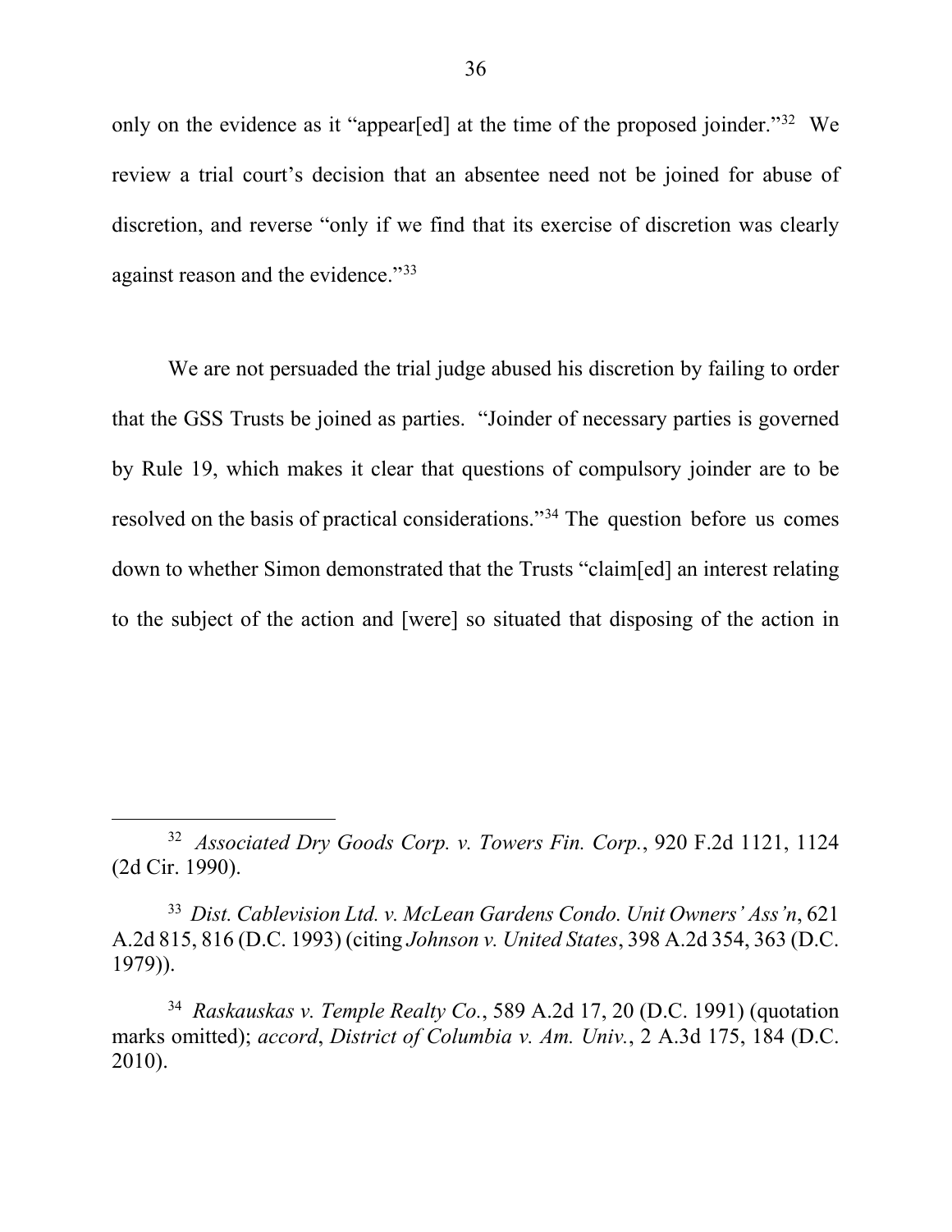only on the evidence as it "appear[ed] at the time of the proposed joinder."[32] We review a trial court's decision that an absentee need not be joined for abuse of discretion, and reverse "only if we find that its exercise of discretion was clearly against reason and the evidence."[33]

We are not persuaded the trial judge abused his discretion by failing to order that the GSS Trusts be joined as parties. "Joinder of necessary parties is governed by Rule 19, which makes it clear that questions of compulsory joinder are to be resolved on the basis of practical considerations."[34] The question before us comes down to whether Simon demonstrated that the Trusts "claim[ed] an interest relating to the subject of the action and [were] so situated that disposing of the action in

---

[32] *Associated Dry Goods Corp. v. Towers Fin. Corp.*, 920 F.2d 1121, 1124 (2d Cir. 1990).

[33] *Dist. Cablevision Ltd. v. McLean Gardens Condo. Unit Owners' Ass'n*, 621 A.2d 815, 816 (D.C. 1993) (citing *Johnson v. United States*, 398 A.2d 354, 363 (D.C. 1979)).

[34] *Raskauskas v. Temple Realty Co.*, 589 A.2d 17, 20 (D.C. 1991) (quotation marks omitted); *accord*, *District of Columbia v. Am. Univ.*, 2 A.3d 175, 184 (D.C. 2010).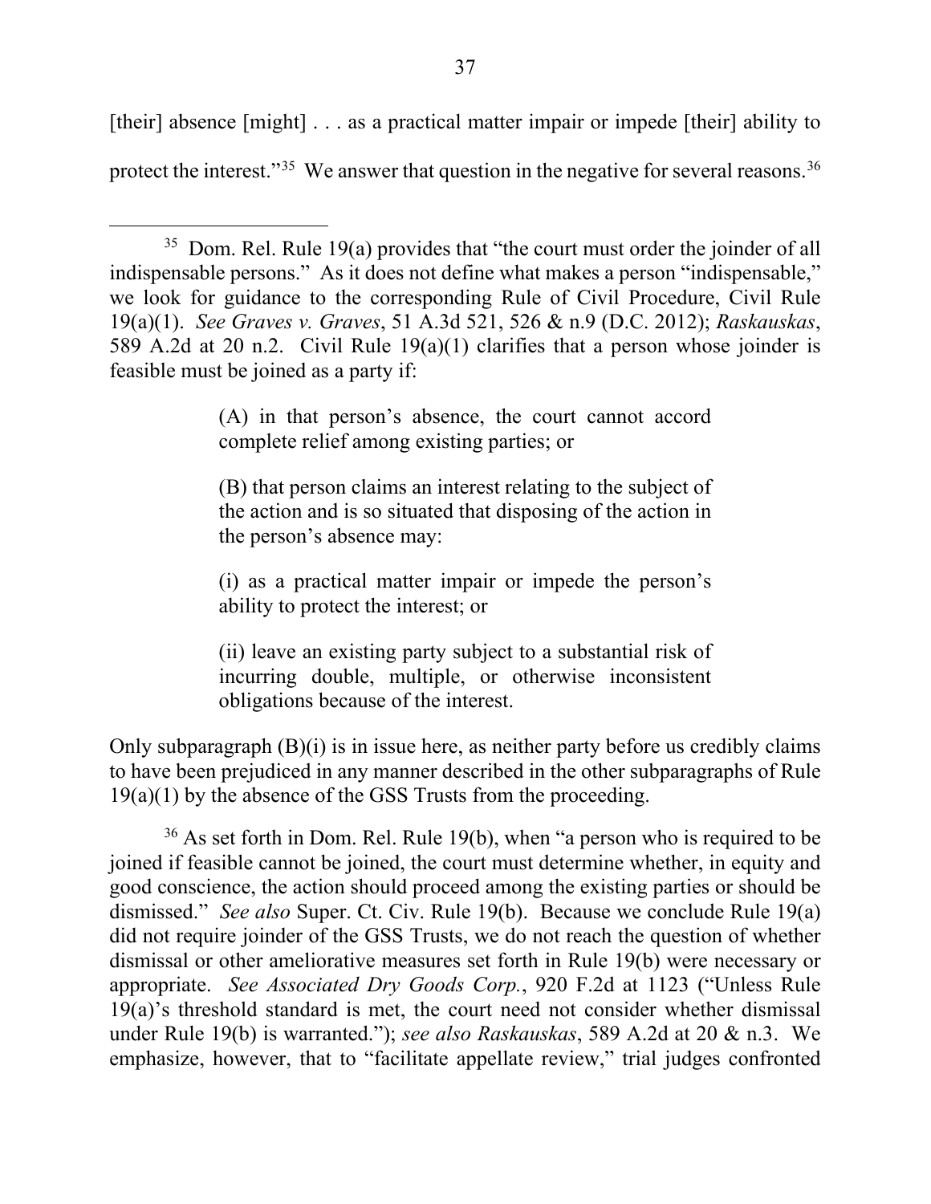[their] absence [might] . . . as a practical matter impair or impede [their] ability to protect the interest."[35] We answer that question in the negative for several reasons.[36]

---

[35] Dom. Rel. Rule 19(a) provides that "the court must order the joinder of all indispensable persons." As it does not define what makes a person "indispensable," we look for guidance to the corresponding Rule of Civil Procedure, Civil Rule 19(a)(1). *See Graves v. Graves*, 51 A.3d 521, 526 & n.9 (D.C. 2012); *Raskauskas*, 589 A.2d at 20 n.2. Civil Rule 19(a)(1) clarifies that a person whose joinder is feasible must be joined as a party if:

> (A) in that person's absence, the court cannot accord complete relief among existing parties; or
>
> (B) that person claims an interest relating to the subject of the action and is so situated that disposing of the action in the person's absence may:
>
> (i) as a practical matter impair or impede the person's ability to protect the interest; or
>
> (ii) leave an existing party subject to a substantial risk of incurring double, multiple, or otherwise inconsistent obligations because of the interest.

Only subparagraph (B)(i) is in issue here, as neither party before us credibly claims to have been prejudiced in any manner described in the other subparagraphs of Rule 19(a)(1) by the absence of the GSS Trusts from the proceeding.

[36] As set forth in Dom. Rel. Rule 19(b), when "a person who is required to be joined if feasible cannot be joined, the court must determine whether, in equity and good conscience, the action should proceed among the existing parties or should be dismissed." *See also* Super. Ct. Civ. Rule 19(b). Because we conclude Rule 19(a) did not require joinder of the GSS Trusts, we do not reach the question of whether dismissal or other ameliorative measures set forth in Rule 19(b) were necessary or appropriate. *See Associated Dry Goods Corp.*, 920 F.2d at 1123 ("Unless Rule 19(a)'s threshold standard is met, the court need not consider whether dismissal under Rule 19(b) is warranted."); *see also Raskauskas*, 589 A.2d at 20 & n.3. We emphasize, however, that to "facilitate appellate review," trial judges confronted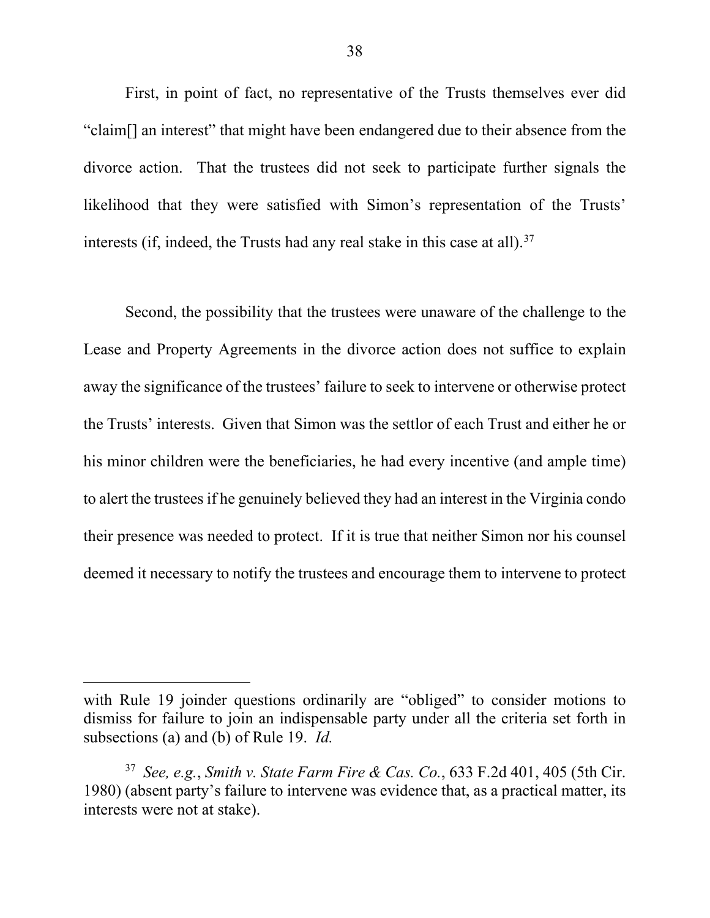First, in point of fact, no representative of the Trusts themselves ever did "claim[] an interest" that might have been endangered due to their absence from the divorce action. That the trustees did not seek to participate further signals the likelihood that they were satisfied with Simon's representation of the Trusts' interests (if, indeed, the Trusts had any real stake in this case at all).[37]

Second, the possibility that the trustees were unaware of the challenge to the Lease and Property Agreements in the divorce action does not suffice to explain away the significance of the trustees' failure to seek to intervene or otherwise protect the Trusts' interests. Given that Simon was the settlor of each Trust and either he or his minor children were the beneficiaries, he had every incentive (and ample time) to alert the trustees if he genuinely believed they had an interest in the Virginia condo their presence was needed to protect. If it is true that neither Simon nor his counsel deemed it necessary to notify the trustees and encourage them to intervene to protect

---

with Rule 19 joinder questions ordinarily are "obliged" to consider motions to dismiss for failure to join an indispensable party under all the criteria set forth in subsections (a) and (b) of Rule 19. *Id.*

[37] *See, e.g.*, *Smith v. State Farm Fire & Cas. Co.*, 633 F.2d 401, 405 (5th Cir. 1980) (absent party's failure to intervene was evidence that, as a practical matter, its interests were not at stake).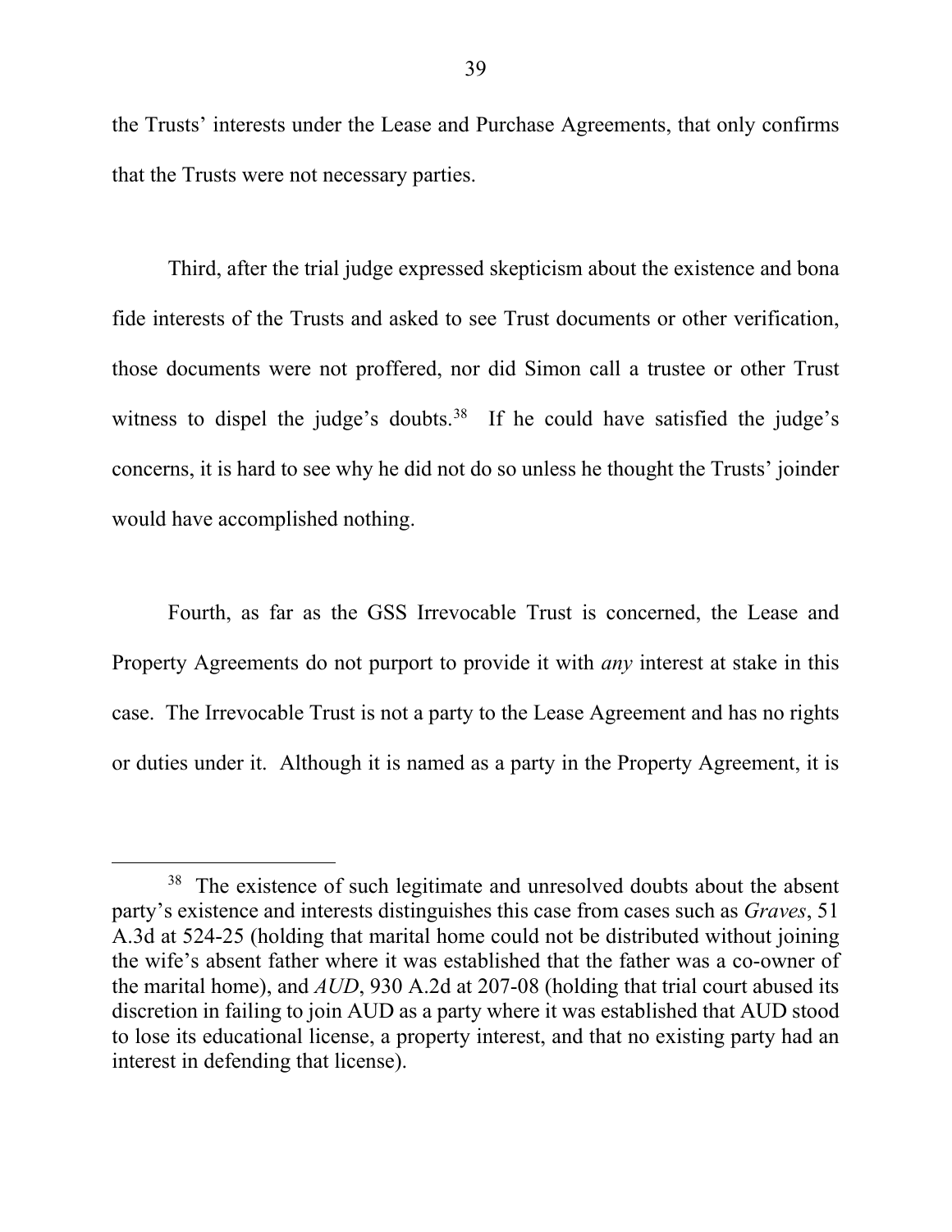the Trusts' interests under the Lease and Purchase Agreements, that only confirms that the Trusts were not necessary parties.

Third, after the trial judge expressed skepticism about the existence and bona fide interests of the Trusts and asked to see Trust documents or other verification, those documents were not proffered, nor did Simon call a trustee or other Trust witness to dispel the judge's doubts.[38] If he could have satisfied the judge's concerns, it is hard to see why he did not do so unless he thought the Trusts' joinder would have accomplished nothing.

Fourth, as far as the GSS Irrevocable Trust is concerned, the Lease and Property Agreements do not purport to provide it with *any* interest at stake in this case. The Irrevocable Trust is not a party to the Lease Agreement and has no rights or duties under it. Although it is named as a party in the Property Agreement, it is

---

[38] The existence of such legitimate and unresolved doubts about the absent party's existence and interests distinguishes this case from cases such as *Graves*, 51 A.3d at 524-25 (holding that marital home could not be distributed without joining the wife's absent father where it was established that the father was a co-owner of the marital home), and *AUD*, 930 A.2d at 207-08 (holding that trial court abused its discretion in failing to join AUD as a party where it was established that AUD stood to lose its educational license, a property interest, and that no existing party had an interest in defending that license).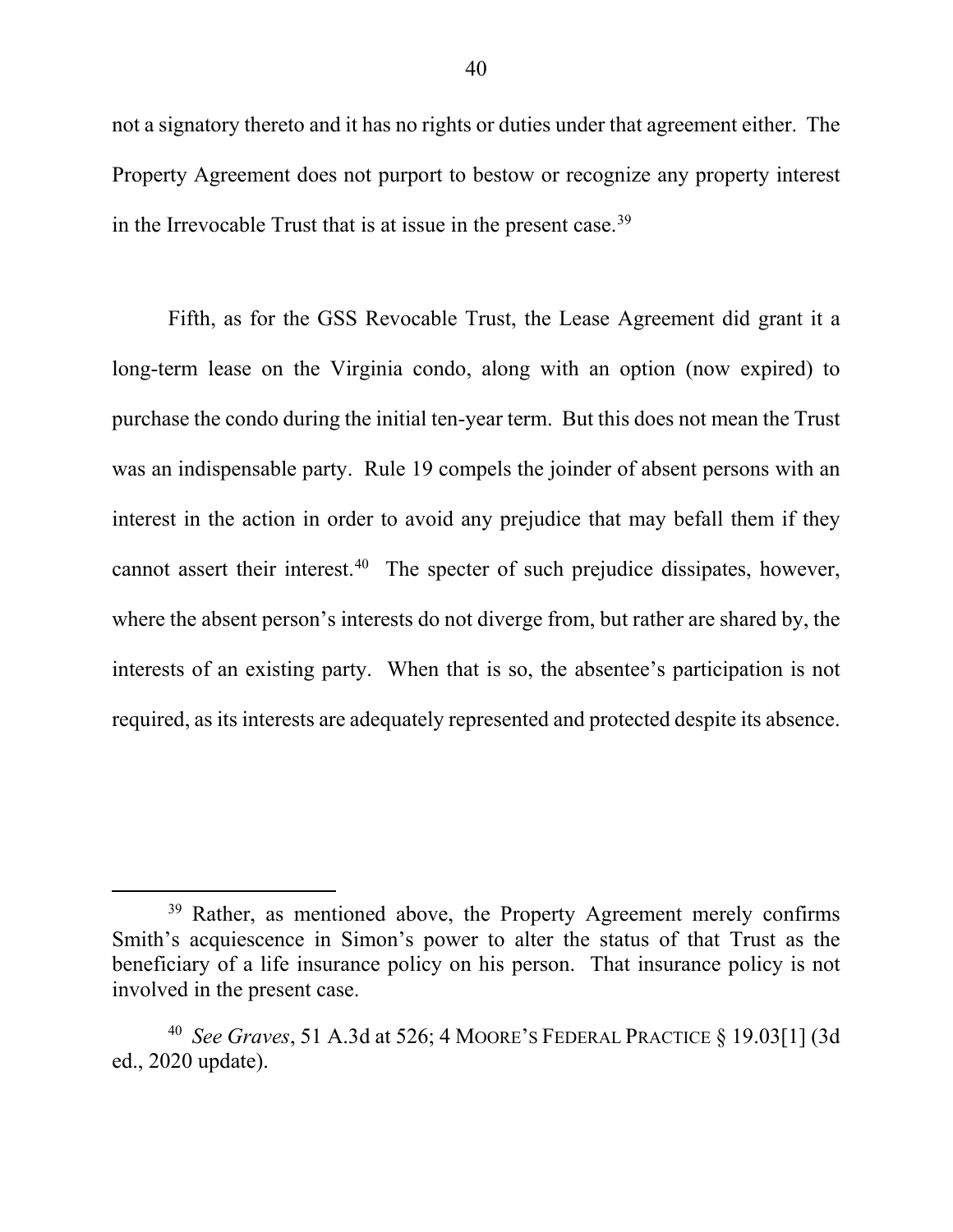not a signatory thereto and it has no rights or duties under that agreement either. The Property Agreement does not purport to bestow or recognize any property interest in the Irrevocable Trust that is at issue in the present case.[39]

Fifth, as for the GSS Revocable Trust, the Lease Agreement did grant it a long-term lease on the Virginia condo, along with an option (now expired) to purchase the condo during the initial ten-year term. But this does not mean the Trust was an indispensable party. Rule 19 compels the joinder of absent persons with an interest in the action in order to avoid any prejudice that may befall them if they cannot assert their interest.[40] The specter of such prejudice dissipates, however, where the absent person's interests do not diverge from, but rather are shared by, the interests of an existing party. When that is so, the absentee's participation is not required, as its interests are adequately represented and protected despite its absence.

---

[39] Rather, as mentioned above, the Property Agreement merely confirms Smith's acquiescence in Simon's power to alter the status of that Trust as the beneficiary of a life insurance policy on his person. That insurance policy is not involved in the present case.

[40] *See Graves*, 51 A.3d at 526; 4 MOORE'S FEDERAL PRACTICE § 19.03[1] (3d ed., 2020 update).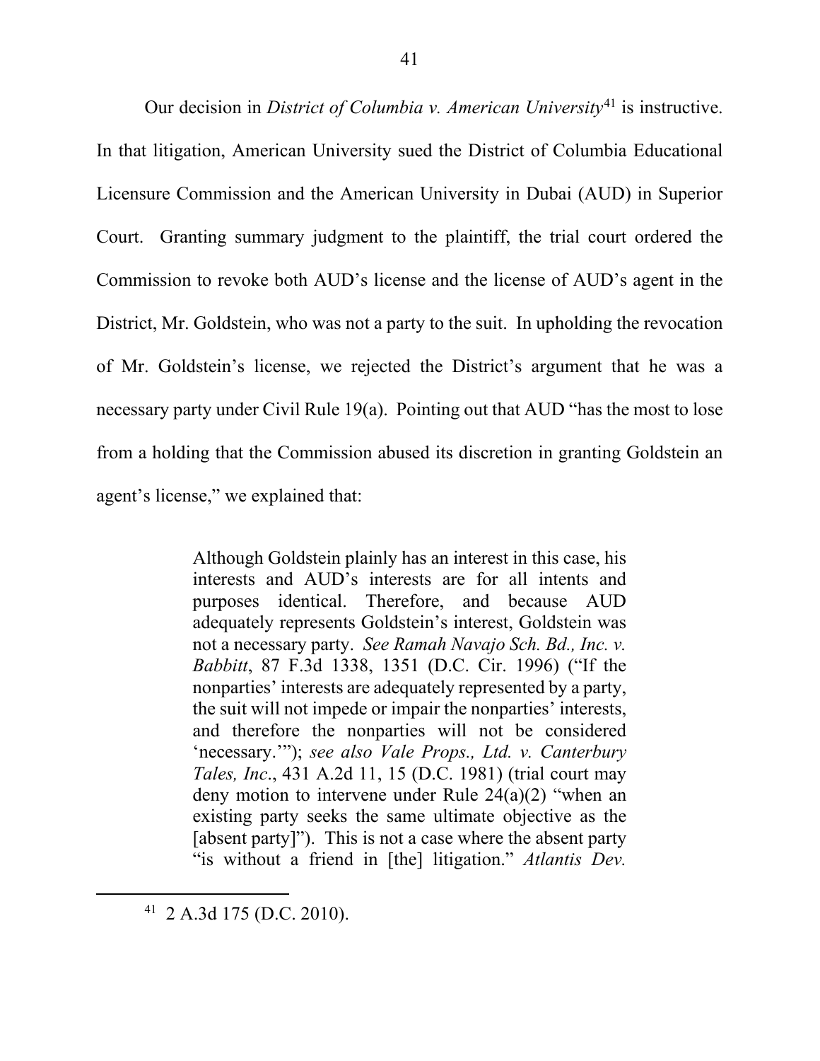Our decision in *District of Columbia v. American University*[41] is instructive. In that litigation, American University sued the District of Columbia Educational Licensure Commission and the American University in Dubai (AUD) in Superior Court. Granting summary judgment to the plaintiff, the trial court ordered the Commission to revoke both AUD's license and the license of AUD's agent in the District, Mr. Goldstein, who was not a party to the suit. In upholding the revocation of Mr. Goldstein's license, we rejected the District's argument that he was a necessary party under Civil Rule 19(a). Pointing out that AUD "has the most to lose from a holding that the Commission abused its discretion in granting Goldstein an agent's license," we explained that:

> Although Goldstein plainly has an interest in this case, his interests and AUD's interests are for all intents and purposes identical. Therefore, and because AUD adequately represents Goldstein's interest, Goldstein was not a necessary party. *See Ramah Navajo Sch. Bd., Inc. v. Babbitt*, 87 F.3d 1338, 1351 (D.C. Cir. 1996) ("If the nonparties' interests are adequately represented by a party, the suit will not impede or impair the nonparties' interests, and therefore the nonparties will not be considered 'necessary.'"); *see also Vale Props., Ltd. v. Canterbury Tales, Inc.*, 431 A.2d 11, 15 (D.C. 1981) (trial court may deny motion to intervene under Rule 24(a)(2) "when an existing party seeks the same ultimate objective as the [absent party]"). This is not a case where the absent party "is without a friend in [the] litigation." *Atlantis Dev.*

[41] 2 A.3d 175 (D.C. 2010).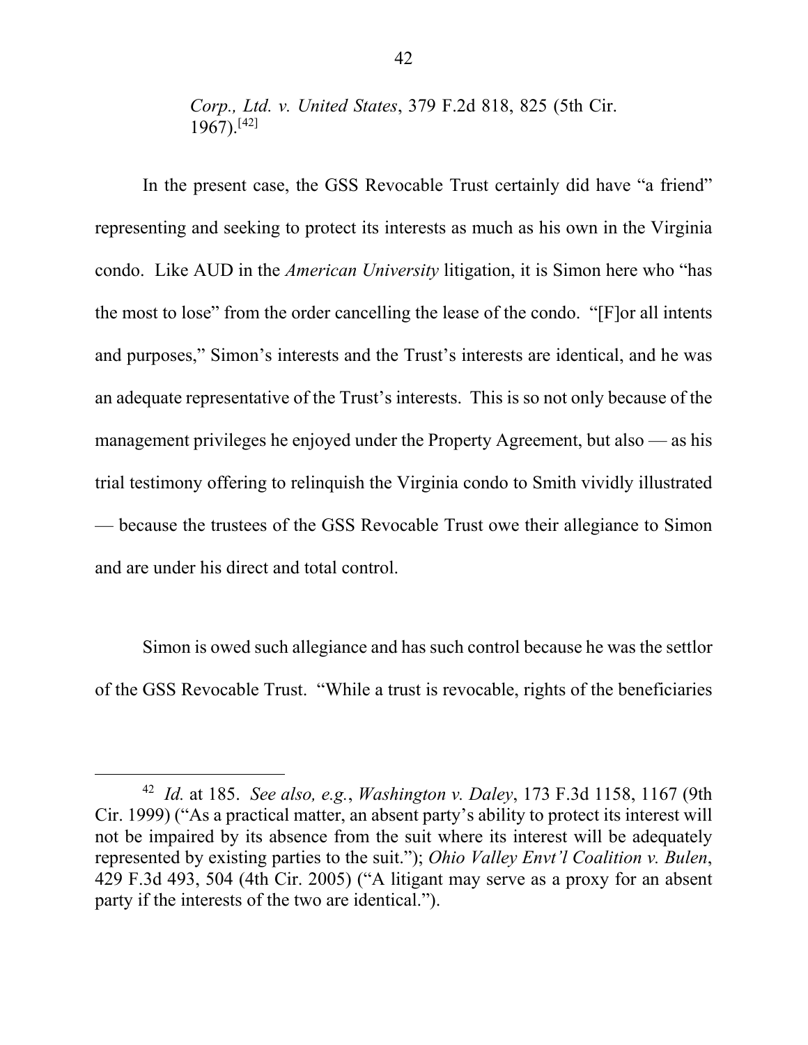*Corp., Ltd. v. United States*, 379 F.2d 818, 825 (5th Cir. 1967).[42]

In the present case, the GSS Revocable Trust certainly did have "a friend" representing and seeking to protect its interests as much as his own in the Virginia condo. Like AUD in the *American University* litigation, it is Simon here who "has the most to lose" from the order cancelling the lease of the condo. "[F]or all intents and purposes," Simon's interests and the Trust's interests are identical, and he was an adequate representative of the Trust's interests. This is so not only because of the management privileges he enjoyed under the Property Agreement, but also — as his trial testimony offering to relinquish the Virginia condo to Smith vividly illustrated — because the trustees of the GSS Revocable Trust owe their allegiance to Simon and are under his direct and total control.

Simon is owed such allegiance and has such control because he was the settlor of the GSS Revocable Trust. "While a trust is revocable, rights of the beneficiaries

---

[42] *Id.* at 185. *See also, e.g.*, *Washington v. Daley*, 173 F.3d 1158, 1167 (9th Cir. 1999) ("As a practical matter, an absent party's ability to protect its interest will not be impaired by its absence from the suit where its interest will be adequately represented by existing parties to the suit."); *Ohio Valley Envt'l Coalition v. Bulen*, 429 F.3d 493, 504 (4th Cir. 2005) ("A litigant may serve as a proxy for an absent party if the interests of the two are identical.").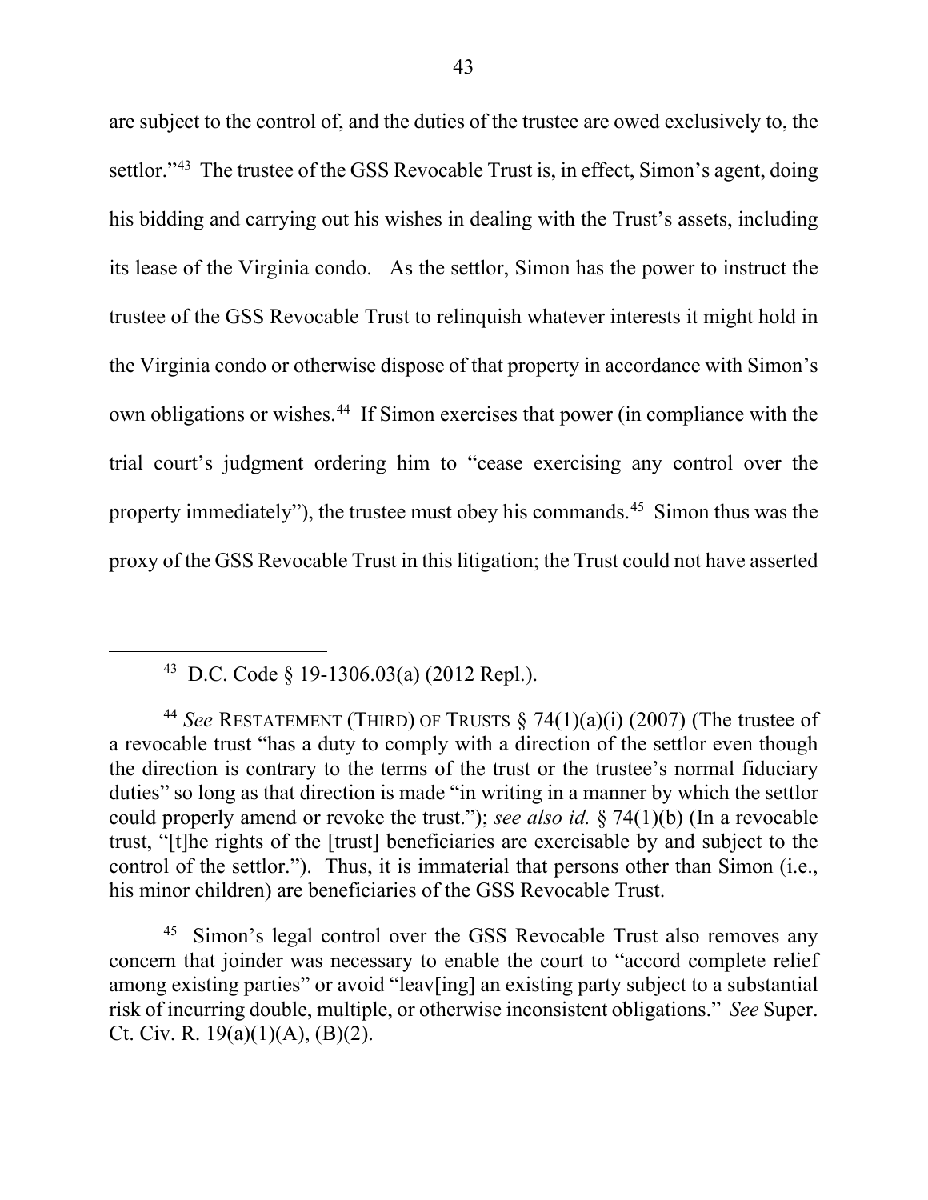are subject to the control of, and the duties of the trustee are owed exclusively to, the settlor."[43] The trustee of the GSS Revocable Trust is, in effect, Simon's agent, doing his bidding and carrying out his wishes in dealing with the Trust's assets, including its lease of the Virginia condo. As the settlor, Simon has the power to instruct the trustee of the GSS Revocable Trust to relinquish whatever interests it might hold in the Virginia condo or otherwise dispose of that property in accordance with Simon's own obligations or wishes.[44] If Simon exercises that power (in compliance with the trial court's judgment ordering him to "cease exercising any control over the property immediately"), the trustee must obey his commands.[45] Simon thus was the proxy of the GSS Revocable Trust in this litigation; the Trust could not have asserted

---

[43] D.C. Code § 19-1306.03(a) (2012 Repl.).

[44] *See* RESTATEMENT (THIRD) OF TRUSTS § 74(1)(a)(i) (2007) (The trustee of a revocable trust "has a duty to comply with a direction of the settlor even though the direction is contrary to the terms of the trust or the trustee's normal fiduciary duties" so long as that direction is made "in writing in a manner by which the settlor could properly amend or revoke the trust."); *see also id.* § 74(1)(b) (In a revocable trust, "[t]he rights of the [trust] beneficiaries are exercisable by and subject to the control of the settlor."). Thus, it is immaterial that persons other than Simon (i.e., his minor children) are beneficiaries of the GSS Revocable Trust.

[45] Simon's legal control over the GSS Revocable Trust also removes any concern that joinder was necessary to enable the court to "accord complete relief among existing parties" or avoid "leav[ing] an existing party subject to a substantial risk of incurring double, multiple, or otherwise inconsistent obligations." *See* Super. Ct. Civ. R. 19(a)(1)(A), (B)(2).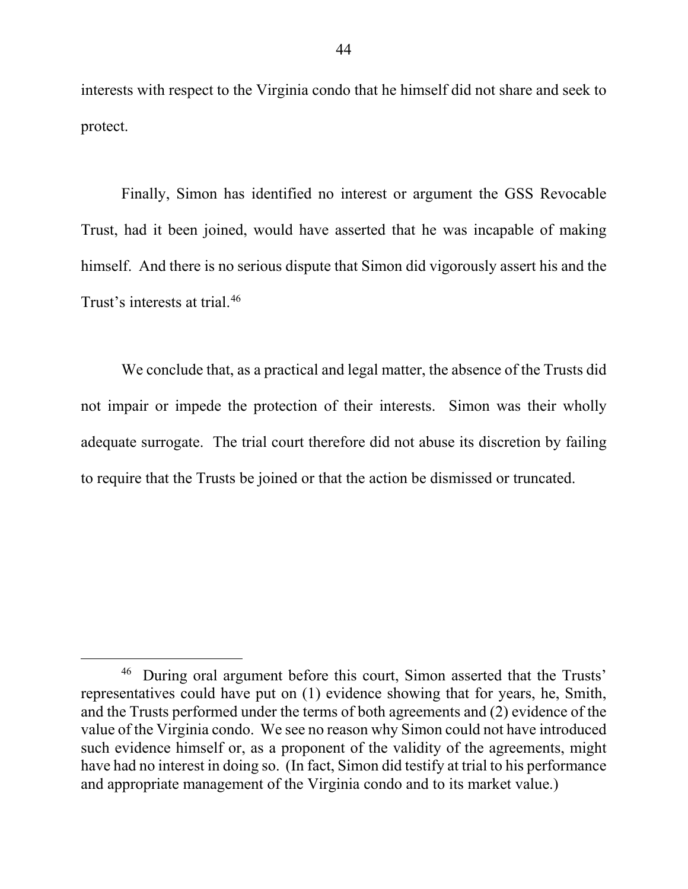interests with respect to the Virginia condo that he himself did not share and seek to protect.

Finally, Simon has identified no interest or argument the GSS Revocable Trust, had it been joined, would have asserted that he was incapable of making himself. And there is no serious dispute that Simon did vigorously assert his and the Trust's interests at trial.[46]

We conclude that, as a practical and legal matter, the absence of the Trusts did not impair or impede the protection of their interests. Simon was their wholly adequate surrogate. The trial court therefore did not abuse its discretion by failing to require that the Trusts be joined or that the action be dismissed or truncated.

---

[46] During oral argument before this court, Simon asserted that the Trusts' representatives could have put on (1) evidence showing that for years, he, Smith, and the Trusts performed under the terms of both agreements and (2) evidence of the value of the Virginia condo. We see no reason why Simon could not have introduced such evidence himself or, as a proponent of the validity of the agreements, might have had no interest in doing so. (In fact, Simon did testify at trial to his performance and appropriate management of the Virginia condo and to its market value.)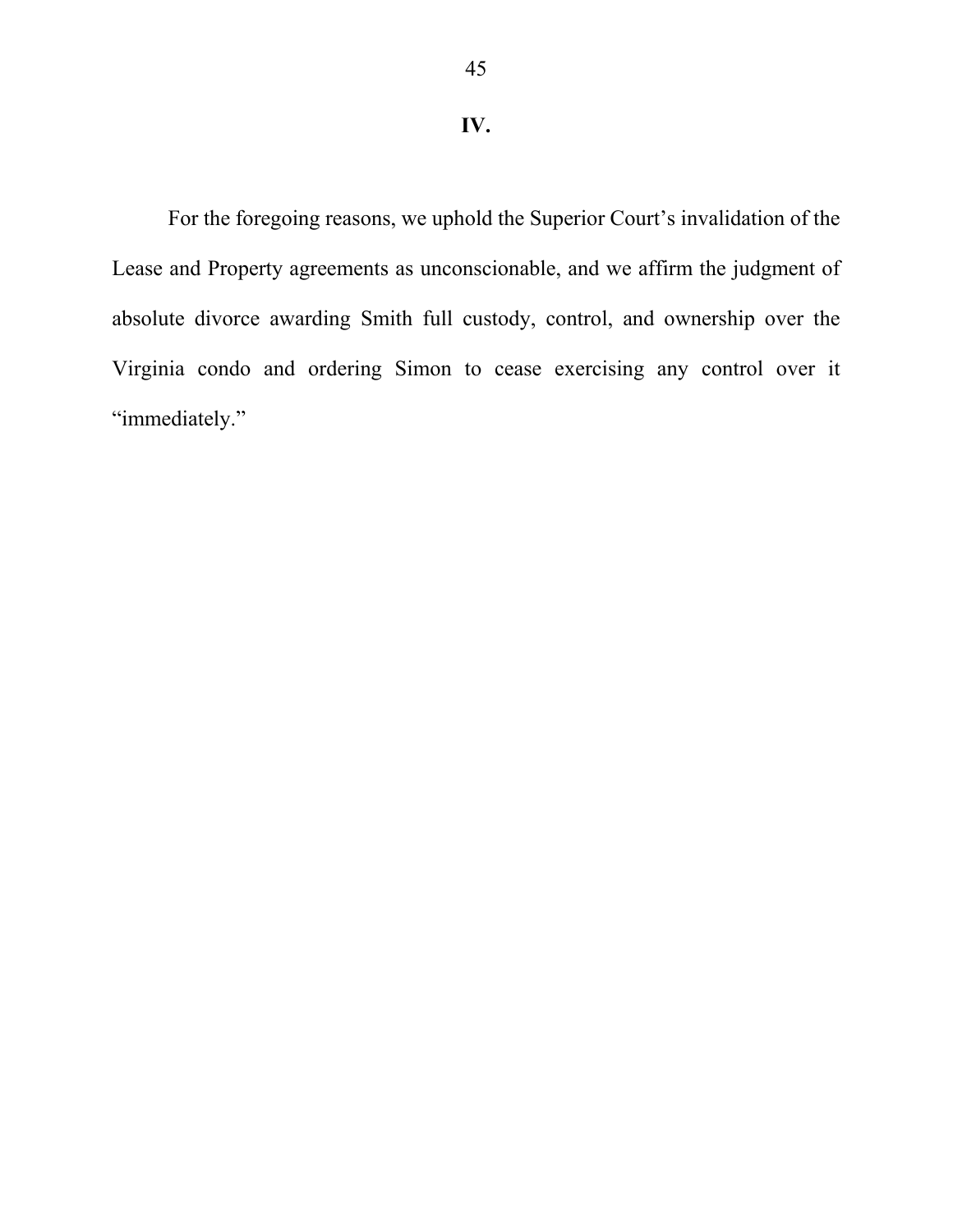## IV.

For the foregoing reasons, we uphold the Superior Court's invalidation of the Lease and Property agreements as unconscionable, and we affirm the judgment of absolute divorce awarding Smith full custody, control, and ownership over the Virginia condo and ordering Simon to cease exercising any control over it "immediately."